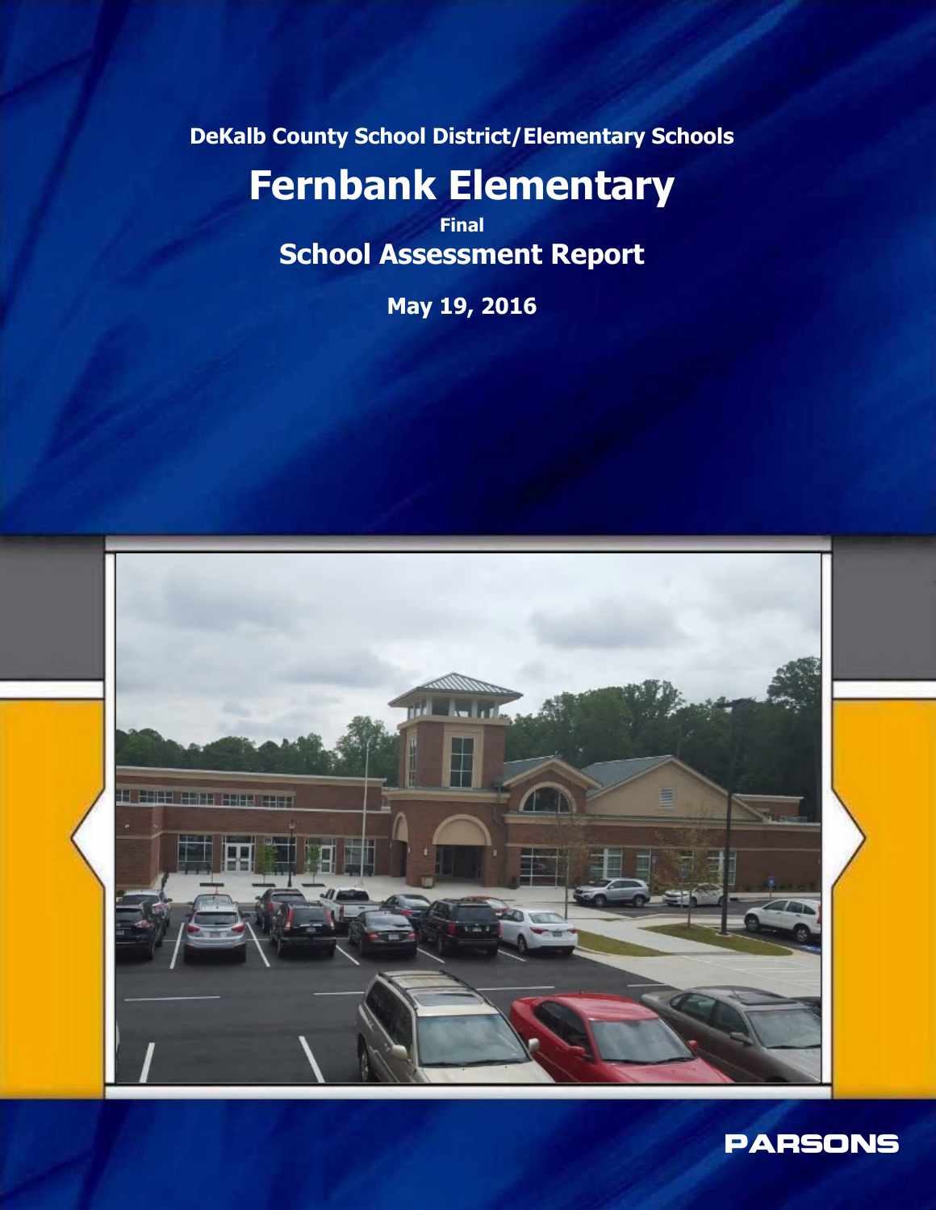DeKalb County School District/Elementary Schools

# Fernbank Elementary

**Final**

## School Assessment Report

**May 19, 2016**

PARSONS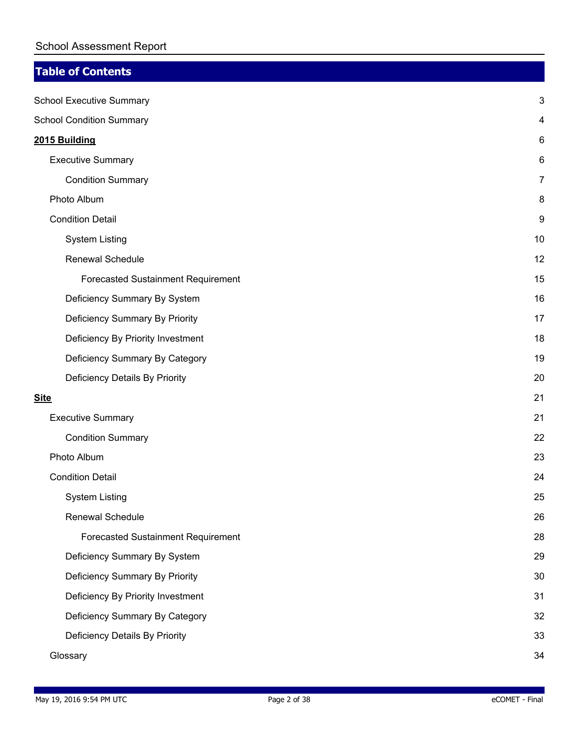## Table of Contents

| Section | Page |
|---|---|
| School Executive Summary | 3 |
| School Condition Summary | 4 |
| **2015 Building** | 6 |
| Executive Summary | 6 |
| Condition Summary | 7 |
| Photo Album | 8 |
| Condition Detail | 9 |
| System Listing | 10 |
| Renewal Schedule | 12 |
| Forecasted Sustainment Requirement | 15 |
| Deficiency Summary By System | 16 |
| Deficiency Summary By Priority | 17 |
| Deficiency By Priority Investment | 18 |
| Deficiency Summary By Category | 19 |
| Deficiency Details By Priority | 20 |
| **Site** | 21 |
| Executive Summary | 21 |
| Condition Summary | 22 |
| Photo Album | 23 |
| Condition Detail | 24 |
| System Listing | 25 |
| Renewal Schedule | 26 |
| Forecasted Sustainment Requirement | 28 |
| Deficiency Summary By System | 29 |
| Deficiency Summary By Priority | 30 |
| Deficiency By Priority Investment | 31 |
| Deficiency Summary By Category | 32 |
| Deficiency Details By Priority | 33 |
| Glossary | 34 |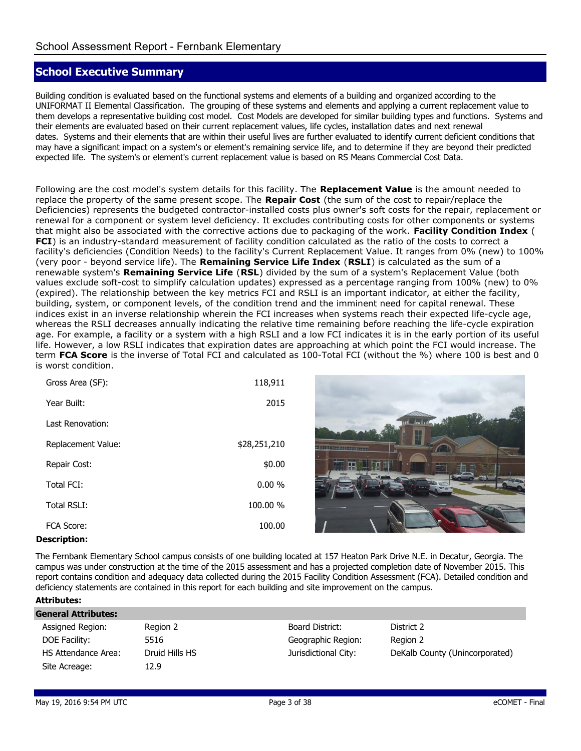## School Executive Summary

Building condition is evaluated based on the functional systems and elements of a building and organized according to the UNIFORMAT II Elemental Classification. The grouping of these systems and elements and applying a current replacement value to them develops a representative building cost model. Cost Models are developed for similar building types and functions. Systems and their elements are evaluated based on their current replacement values, life cycles, installation dates and next renewal dates. Systems and their elements that are within their useful lives are further evaluated to identify current deficient conditions that may have a significant impact on a system's or element's remaining service life, and to determine if they are beyond their predicted expected life. The system's or element's current replacement value is based on RS Means Commercial Cost Data.

Following are the cost model's system details for this facility. The **Replacement Value** is the amount needed to replace the property of the same present scope. The **Repair Cost** (the sum of the cost to repair/replace the Deficiencies) represents the budgeted contractor-installed costs plus owner's soft costs for the repair, replacement or renewal for a component or system level deficiency. It excludes contributing costs for other components or systems that might also be associated with the corrective actions due to packaging of the work. **Facility Condition Index** ( **FCI**) is an industry-standard measurement of facility condition calculated as the ratio of the costs to correct a facility's deficiencies (Condition Needs) to the facility's Current Replacement Value. It ranges from 0% (new) to 100% (very poor - beyond service life). The **Remaining Service Life Index** (**RSLI**) is calculated as the sum of a renewable system's **Remaining Service Life** (**RSL**) divided by the sum of a system's Replacement Value (both values exclude soft-cost to simplify calculation updates) expressed as a percentage ranging from 100% (new) to 0% (expired). The relationship between the key metrics FCI and RSLI is an important indicator, at either the facility, building, system, or component levels, of the condition trend and the imminent need for capital renewal. These indices exist in an inverse relationship wherein the FCI increases when systems reach their expected life-cycle age, whereas the RSLI decreases annually indicating the relative time remaining before reaching the life-cycle expiration age. For example, a facility or a system with a high RSLI and a low FCI indicates it is in the early portion of its useful life. However, a low RSLI indicates that expiration dates are approaching at which point the FCI would increase. The term **FCA Score** is the inverse of Total FCI and calculated as 100-Total FCI (without the %) where 100 is best and 0 is worst condition.

| | |
|---|---|
| Gross Area (SF): | 118,911 |
| Year Built: | 2015 |
| Last Renovation: | |
| Replacement Value: | $28,251,210 |
| Repair Cost: | $0.00 |
| Total FCI: | 0.00 % |
| Total RSLI: | 100.00 % |
| FCA Score: | 100.00 |

**Description:**

The Fernbank Elementary School campus consists of one building located at 157 Heaton Park Drive N.E. in Decatur, Georgia. The campus was under construction at the time of the 2015 assessment and has a projected completion date of November 2015. This report contains condition and adequacy data collected during the 2015 Facility Condition Assessment (FCA). Detailed condition and deficiency statements are contained in this report for each building and site improvement on the campus.

**Attributes:**

| General Attributes: | | | |
|---|---|---|---|
| Assigned Region: | Region 2 | Board District: | District 2 |
| DOE Facility: | 5516 | Geographic Region: | Region 2 |
| HS Attendance Area: | Druid Hills HS | Jurisdictional City: | DeKalb County (Unincorporated) |
| Site Acreage: | 12.9 | | |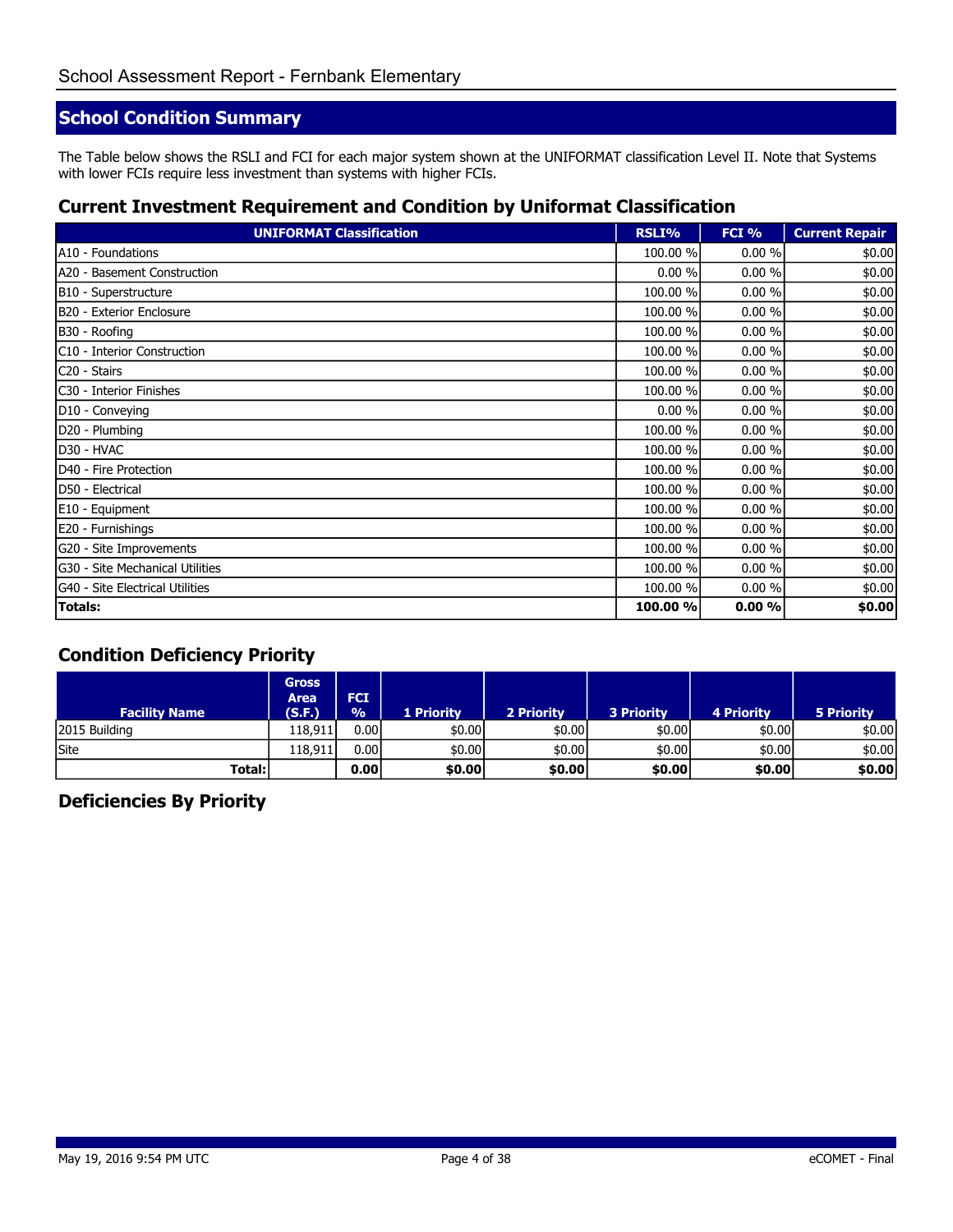## School Condition Summary

The Table below shows the RSLI and FCI for each major system shown at the UNIFORMAT classification Level II. Note that Systems with lower FCIs require less investment than systems with higher FCIs.

### Current Investment Requirement and Condition by Uniformat Classification

| UNIFORMAT Classification | RSLI% | FCI % | Current Repair |
|---|---|---|---|
| A10 - Foundations | 100.00 % | 0.00 % | $0.00 |
| A20 - Basement Construction | 0.00 % | 0.00 % | $0.00 |
| B10 - Superstructure | 100.00 % | 0.00 % | $0.00 |
| B20 - Exterior Enclosure | 100.00 % | 0.00 % | $0.00 |
| B30 - Roofing | 100.00 % | 0.00 % | $0.00 |
| C10 - Interior Construction | 100.00 % | 0.00 % | $0.00 |
| C20 - Stairs | 100.00 % | 0.00 % | $0.00 |
| C30 - Interior Finishes | 100.00 % | 0.00 % | $0.00 |
| D10 - Conveying | 0.00 % | 0.00 % | $0.00 |
| D20 - Plumbing | 100.00 % | 0.00 % | $0.00 |
| D30 - HVAC | 100.00 % | 0.00 % | $0.00 |
| D40 - Fire Protection | 100.00 % | 0.00 % | $0.00 |
| D50 - Electrical | 100.00 % | 0.00 % | $0.00 |
| E10 - Equipment | 100.00 % | 0.00 % | $0.00 |
| E20 - Furnishings | 100.00 % | 0.00 % | $0.00 |
| G20 - Site Improvements | 100.00 % | 0.00 % | $0.00 |
| G30 - Site Mechanical Utilities | 100.00 % | 0.00 % | $0.00 |
| G40 - Site Electrical Utilities | 100.00 % | 0.00 % | $0.00 |
| **Totals:** | **100.00 %** | **0.00 %** | **$0.00** |

### Condition Deficiency Priority

| Facility Name | Gross Area (S.F.) | FCI % | 1 Priority | 2 Priority | 3 Priority | 4 Priority | 5 Priority |
|---|---|---|---|---|---|---|---|
| 2015 Building | 118,911 | 0.00 | $0.00 | $0.00 | $0.00 | $0.00 | $0.00 |
| Site | 118,911 | 0.00 | $0.00 | $0.00 | $0.00 | $0.00 | $0.00 |
| **Total:** | | **0.00** | **$0.00** | **$0.00** | **$0.00** | **$0.00** | **$0.00** |

### Deficiencies By Priority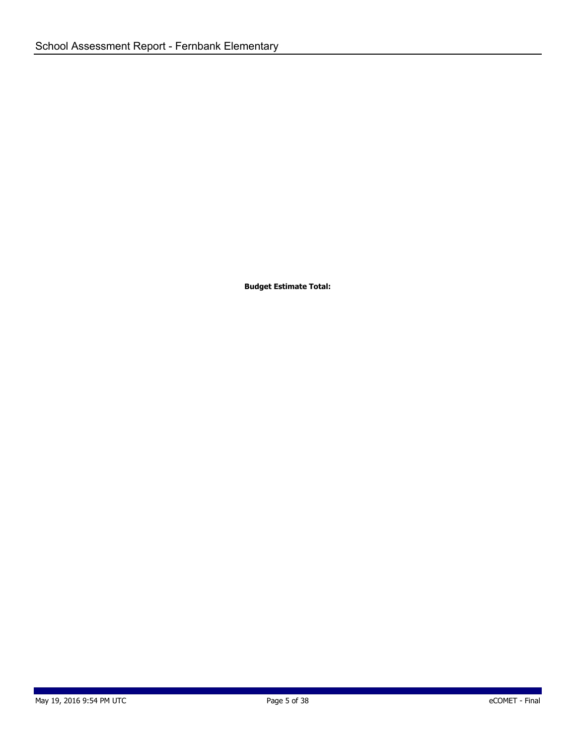**Budget Estimate Total:**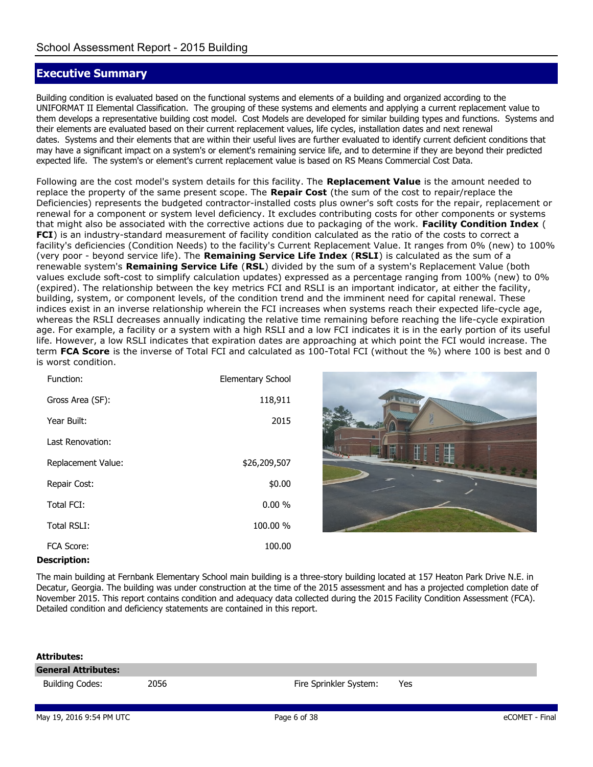## Executive Summary

Building condition is evaluated based on the functional systems and elements of a building and organized according to the UNIFORMAT II Elemental Classification. The grouping of these systems and elements and applying a current replacement value to them develops a representative building cost model. Cost Models are developed for similar building types and functions. Systems and their elements are evaluated based on their current replacement values, life cycles, installation dates and next renewal dates. Systems and their elements that are within their useful lives are further evaluated to identify current deficient conditions that may have a significant impact on a system's or element's remaining service life, and to determine if they are beyond their predicted expected life. The system's or element's current replacement value is based on RS Means Commercial Cost Data.

Following are the cost model's system details for this facility. The **Replacement Value** is the amount needed to replace the property of the same present scope. The **Repair Cost** (the sum of the cost to repair/replace the Deficiencies) represents the budgeted contractor-installed costs plus owner's soft costs for the repair, replacement or renewal for a component or system level deficiency. It excludes contributing costs for other components or systems that might also be associated with the corrective actions due to packaging of the work. **Facility Condition Index** ( **FCI**) is an industry-standard measurement of facility condition calculated as the ratio of the costs to correct a facility's deficiencies (Condition Needs) to the facility's Current Replacement Value. It ranges from 0% (new) to 100% (very poor - beyond service life). The **Remaining Service Life Index** (**RSLI**) is calculated as the sum of a renewable system's **Remaining Service Life** (**RSL**) divided by the sum of a system's Replacement Value (both values exclude soft-cost to simplify calculation updates) expressed as a percentage ranging from 100% (new) to 0% (expired). The relationship between the key metrics FCI and RSLI is an important indicator, at either the facility, building, system, or component levels, of the condition trend and the imminent need for capital renewal. These indices exist in an inverse relationship wherein the FCI increases when systems reach their expected life-cycle age, whereas the RSLI decreases annually indicating the relative time remaining before reaching the life-cycle expiration age. For example, a facility or a system with a high RSLI and a low FCI indicates it is in the early portion of its useful life. However, a low RSLI indicates that expiration dates are approaching at which point the FCI would increase. The term **FCA Score** is the inverse of Total FCI and calculated as 100-Total FCI (without the %) where 100 is best and 0 is worst condition.

| | |
|---|---|
| Function: | Elementary School |
| Gross Area (SF): | 118,911 |
| Year Built: | 2015 |
| Last Renovation: | |
| Replacement Value: | $26,209,507 |
| Repair Cost: | $0.00 |
| Total FCI: | 0.00 % |
| Total RSLI: | 100.00 % |
| FCA Score: | 100.00 |

**Description:**

The main building at Fernbank Elementary School main building is a three-story building located at 157 Heaton Park Drive N.E. in Decatur, Georgia. The building was under construction at the time of the 2015 assessment and has a projected completion date of November 2015. This report contains condition and adequacy data collected during the 2015 Facility Condition Assessment (FCA). Detailed condition and deficiency statements are contained in this report.

**Attributes:**

**General Attributes:**

| | | | |
|---|---|---|---|
| Building Codes: | 2056 | Fire Sprinkler System: | Yes |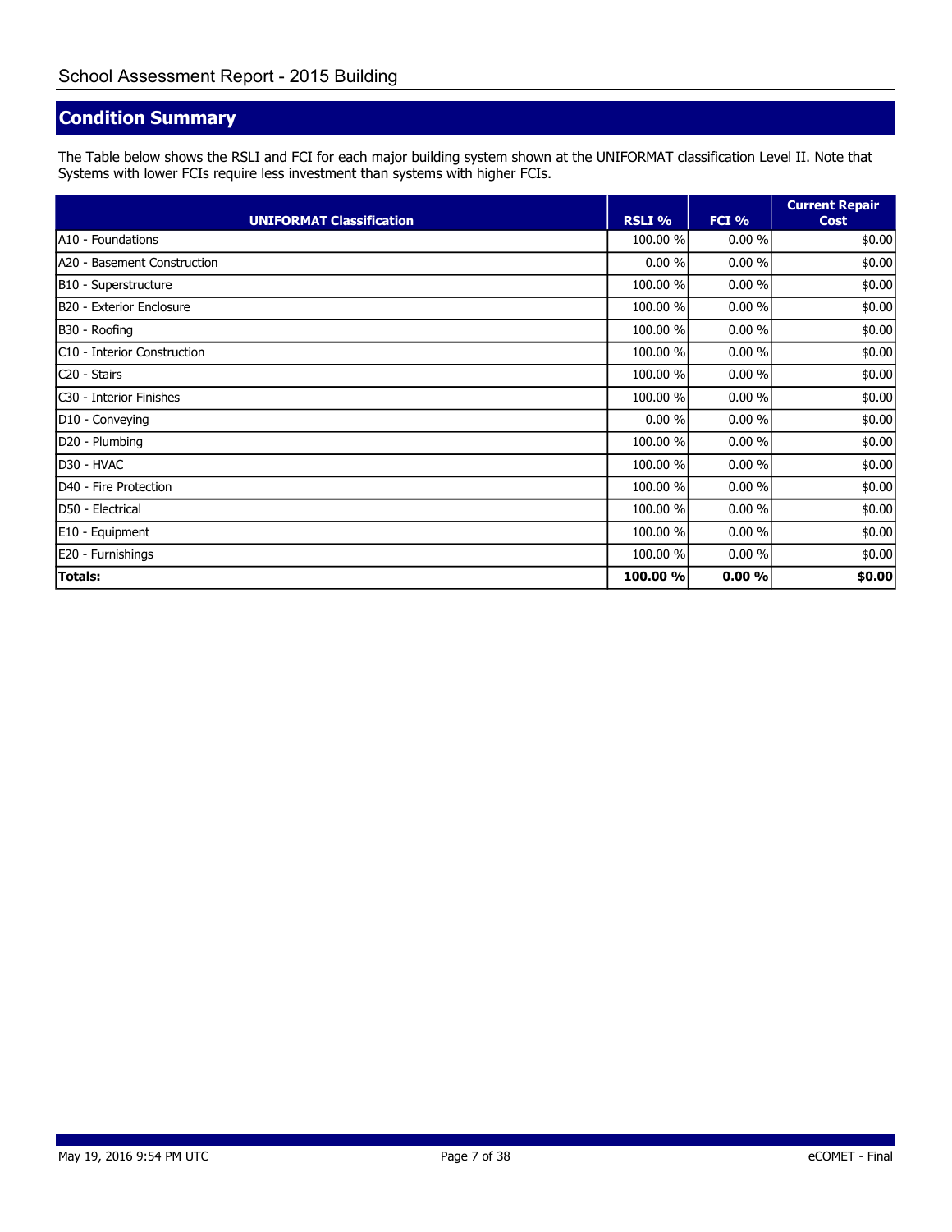## Condition Summary

The Table below shows the RSLI and FCI for each major building system shown at the UNIFORMAT classification Level II. Note that Systems with lower FCIs require less investment than systems with higher FCIs.

| UNIFORMAT Classification | RSLI % | FCI % | Current Repair Cost |
|---|---|---|---|
| A10 - Foundations | 100.00 % | 0.00 % | $0.00 |
| A20 - Basement Construction | 0.00 % | 0.00 % | $0.00 |
| B10 - Superstructure | 100.00 % | 0.00 % | $0.00 |
| B20 - Exterior Enclosure | 100.00 % | 0.00 % | $0.00 |
| B30 - Roofing | 100.00 % | 0.00 % | $0.00 |
| C10 - Interior Construction | 100.00 % | 0.00 % | $0.00 |
| C20 - Stairs | 100.00 % | 0.00 % | $0.00 |
| C30 - Interior Finishes | 100.00 % | 0.00 % | $0.00 |
| D10 - Conveying | 0.00 % | 0.00 % | $0.00 |
| D20 - Plumbing | 100.00 % | 0.00 % | $0.00 |
| D30 - HVAC | 100.00 % | 0.00 % | $0.00 |
| D40 - Fire Protection | 100.00 % | 0.00 % | $0.00 |
| D50 - Electrical | 100.00 % | 0.00 % | $0.00 |
| E10 - Equipment | 100.00 % | 0.00 % | $0.00 |
| E20 - Furnishings | 100.00 % | 0.00 % | $0.00 |
| **Totals:** | **100.00 %** | **0.00 %** | **$0.00** |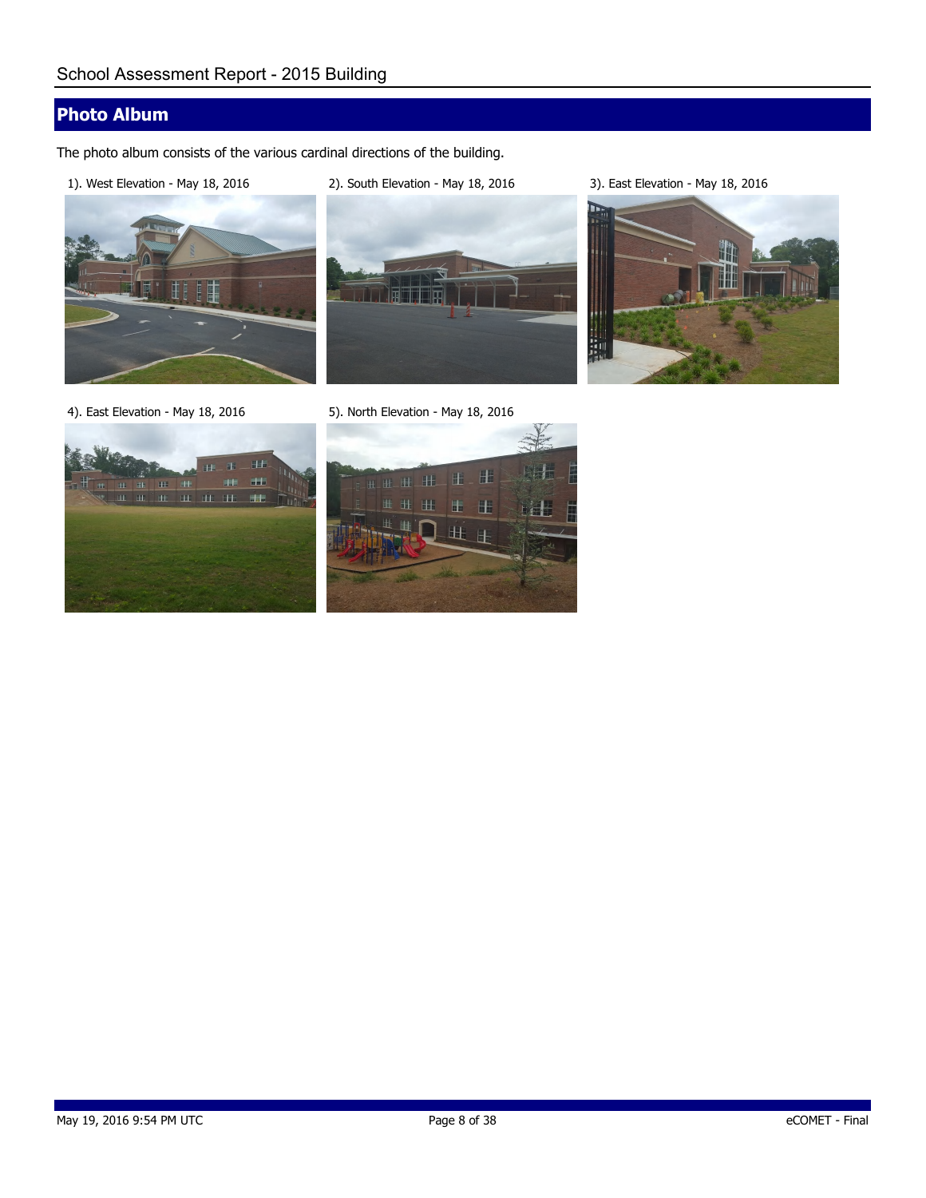## Photo Album

The photo album consists of the various cardinal directions of the building.

1). West Elevation - May 18, 2016

2). South Elevation - May 18, 2016

3). East Elevation - May 18, 2016

4). East Elevation - May 18, 2016

5). North Elevation - May 18, 2016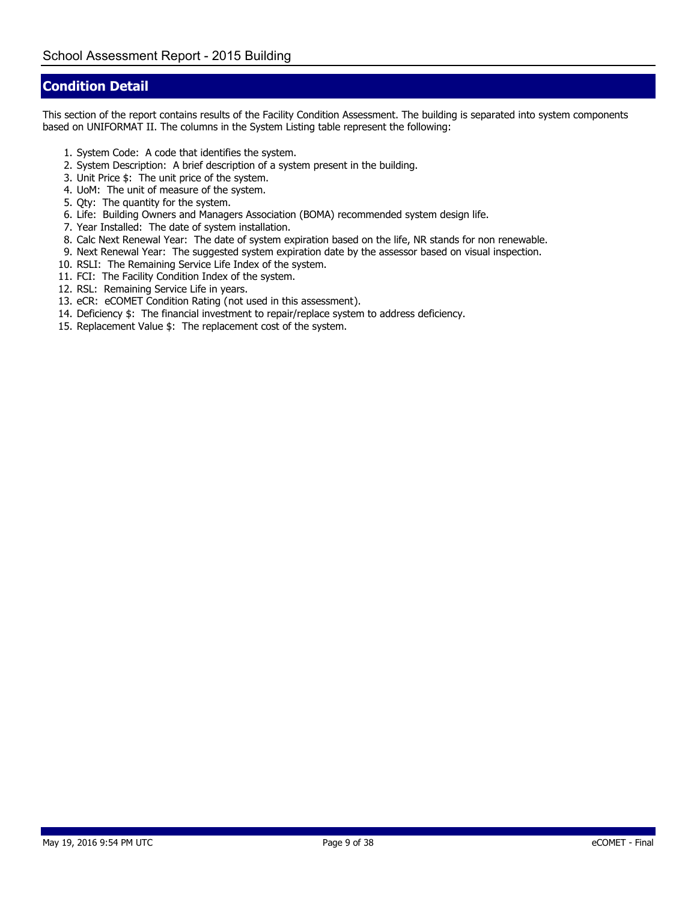## Condition Detail

This section of the report contains results of the Facility Condition Assessment. The building is separated into system components based on UNIFORMAT II. The columns in the System Listing table represent the following:

1. System Code: A code that identifies the system.
2. System Description: A brief description of a system present in the building.
3. Unit Price $: The unit price of the system.
4. UoM: The unit of measure of the system.
5. Qty: The quantity for the system.
6. Life: Building Owners and Managers Association (BOMA) recommended system design life.
7. Year Installed: The date of system installation.
8. Calc Next Renewal Year: The date of system expiration based on the life, NR stands for non renewable.
9. Next Renewal Year: The suggested system expiration date by the assessor based on visual inspection.
10. RSLI: The Remaining Service Life Index of the system.
11. FCI: The Facility Condition Index of the system.
12. RSL: Remaining Service Life in years.
13. eCR: eCOMET Condition Rating (not used in this assessment).
14. Deficiency $: The financial investment to repair/replace system to address deficiency.
15. Replacement Value $: The replacement cost of the system.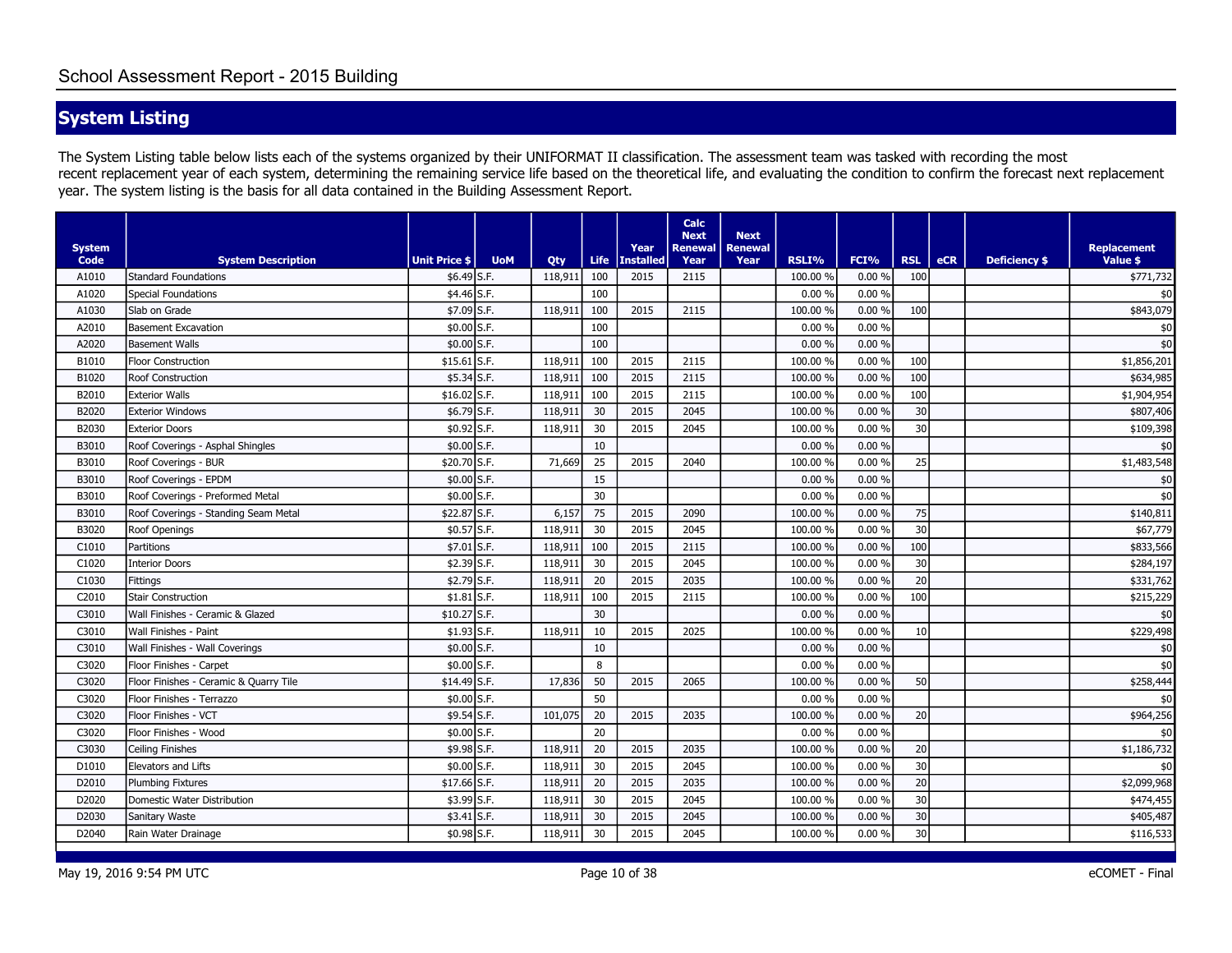## System Listing

The System Listing table below lists each of the systems organized by their UNIFORMAT II classification. The assessment team was tasked with recording the most recent replacement year of each system, determining the remaining service life based on the theoretical life, and evaluating the condition to confirm the forecast next replacement year. The system listing is the basis for all data contained in the Building Assessment Report.

| System Code | System Description | Unit Price $ | UoM | Qty | Life | Year Installed | Calc Next Renewal Year | Next Renewal Year | RSLI% | FCI% | RSL | eCR | Deficiency $ | Replacement Value $ |
|---|---|---|---|---|---|---|---|---|---|---|---|---|---|---|
| A1010 | Standard Foundations | $6.49 | S.F. | 118,911 | 100 | 2015 | 2115 | | 100.00 % | 0.00 % | 100 | | | $771,732 |
| A1020 | Special Foundations | $4.46 | S.F. | | 100 | | | | 0.00 % | 0.00 % | | | | $0 |
| A1030 | Slab on Grade | $7.09 | S.F. | 118,911 | 100 | 2015 | 2115 | | 100.00 % | 0.00 % | 100 | | | $843,079 |
| A2010 | Basement Excavation | $0.00 | S.F. | | 100 | | | | 0.00 % | 0.00 % | | | | $0 |
| A2020 | Basement Walls | $0.00 | S.F. | | 100 | | | | 0.00 % | 0.00 % | | | | $0 |
| B1010 | Floor Construction | $15.61 | S.F. | 118,911 | 100 | 2015 | 2115 | | 100.00 % | 0.00 % | 100 | | | $1,856,201 |
| B1020 | Roof Construction | $5.34 | S.F. | 118,911 | 100 | 2015 | 2115 | | 100.00 % | 0.00 % | 100 | | | $634,985 |
| B2010 | Exterior Walls | $16.02 | S.F. | 118,911 | 100 | 2015 | 2115 | | 100.00 % | 0.00 % | 100 | | | $1,904,954 |
| B2020 | Exterior Windows | $6.79 | S.F. | 118,911 | 30 | 2015 | 2045 | | 100.00 % | 0.00 % | 30 | | | $807,406 |
| B2030 | Exterior Doors | $0.92 | S.F. | 118,911 | 30 | 2015 | 2045 | | 100.00 % | 0.00 % | 30 | | | $109,398 |
| B3010 | Roof Coverings - Asphal Shingles | $0.00 | S.F. | | 10 | | | | 0.00 % | 0.00 % | | | | $0 |
| B3010 | Roof Coverings - BUR | $20.70 | S.F. | 71,669 | 25 | 2015 | 2040 | | 100.00 % | 0.00 % | 25 | | | $1,483,548 |
| B3010 | Roof Coverings - EPDM | $0.00 | S.F. | | 15 | | | | 0.00 % | 0.00 % | | | | $0 |
| B3010 | Roof Coverings - Preformed Metal | $0.00 | S.F. | | 30 | | | | 0.00 % | 0.00 % | | | | $0 |
| B3010 | Roof Coverings - Standing Seam Metal | $22.87 | S.F. | 6,157 | 75 | 2015 | 2090 | | 100.00 % | 0.00 % | 75 | | | $140,811 |
| B3020 | Roof Openings | $0.57 | S.F. | 118,911 | 30 | 2015 | 2045 | | 100.00 % | 0.00 % | 30 | | | $67,779 |
| C1010 | Partitions | $7.01 | S.F. | 118,911 | 100 | 2015 | 2115 | | 100.00 % | 0.00 % | 100 | | | $833,566 |
| C1020 | Interior Doors | $2.39 | S.F. | 118,911 | 30 | 2015 | 2045 | | 100.00 % | 0.00 % | 30 | | | $284,197 |
| C1030 | Fittings | $2.79 | S.F. | 118,911 | 20 | 2015 | 2035 | | 100.00 % | 0.00 % | 20 | | | $331,762 |
| C2010 | Stair Construction | $1.81 | S.F. | 118,911 | 100 | 2015 | 2115 | | 100.00 % | 0.00 % | 100 | | | $215,229 |
| C3010 | Wall Finishes - Ceramic & Glazed | $10.27 | S.F. | | 30 | | | | 0.00 % | 0.00 % | | | | $0 |
| C3010 | Wall Finishes - Paint | $1.93 | S.F. | 118,911 | 10 | 2015 | 2025 | | 100.00 % | 0.00 % | 10 | | | $229,498 |
| C3010 | Wall Finishes - Wall Coverings | $0.00 | S.F. | | 10 | | | | 0.00 % | 0.00 % | | | | $0 |
| C3020 | Floor Finishes - Carpet | $0.00 | S.F. | | 8 | | | | 0.00 % | 0.00 % | | | | $0 |
| C3020 | Floor Finishes - Ceramic & Quarry Tile | $14.49 | S.F. | 17,836 | 50 | 2015 | 2065 | | 100.00 % | 0.00 % | 50 | | | $258,444 |
| C3020 | Floor Finishes - Terrazzo | $0.00 | S.F. | | 50 | | | | 0.00 % | 0.00 % | | | | $0 |
| C3020 | Floor Finishes - VCT | $9.54 | S.F. | 101,075 | 20 | 2015 | 2035 | | 100.00 % | 0.00 % | 20 | | | $964,256 |
| C3020 | Floor Finishes - Wood | $0.00 | S.F. | | 20 | | | | 0.00 % | 0.00 % | | | | $0 |
| C3030 | Ceiling Finishes | $9.98 | S.F. | 118,911 | 20 | 2015 | 2035 | | 100.00 % | 0.00 % | 20 | | | $1,186,732 |
| D1010 | Elevators and Lifts | $0.00 | S.F. | 118,911 | 30 | 2015 | 2045 | | 100.00 % | 0.00 % | 30 | | | $0 |
| D2010 | Plumbing Fixtures | $17.66 | S.F. | 118,911 | 20 | 2015 | 2035 | | 100.00 % | 0.00 % | 20 | | | $2,099,968 |
| D2020 | Domestic Water Distribution | $3.99 | S.F. | 118,911 | 30 | 2015 | 2045 | | 100.00 % | 0.00 % | 30 | | | $474,455 |
| D2030 | Sanitary Waste | $3.41 | S.F. | 118,911 | 30 | 2015 | 2045 | | 100.00 % | 0.00 % | 30 | | | $405,487 |
| D2040 | Rain Water Drainage | $0.98 | S.F. | 118,911 | 30 | 2015 | 2045 | | 100.00 % | 0.00 % | 30 | | | $116,533 |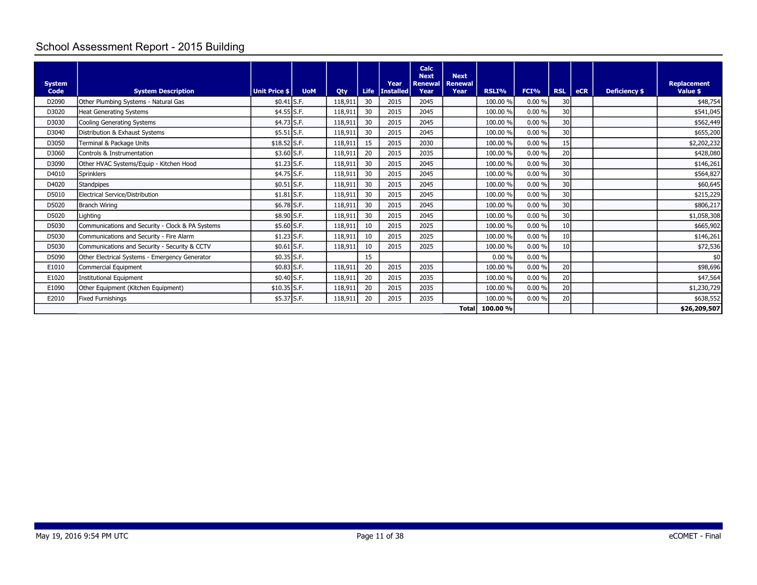# School Assessment Report - 2015 Building

| System Code | System Description | Unit Price $ | UoM | Qty | Life | Year Installed | Calc Next Renewal Year | Next Renewal Year | RSLI% | FCI% | RSL | eCR | Deficiency $ | Replacement Value $ |
|---|---|---|---|---|---|---|---|---|---|---|---|---|---|---|
| D2090 | Other Plumbing Systems - Natural Gas | $0.41 | S.F. | 118,911 | 30 | 2015 | 2045 | | 100.00 % | 0.00 % | 30 | | | $48,754 |
| D3020 | Heat Generating Systems | $4.55 | S.F. | 118,911 | 30 | 2015 | 2045 | | 100.00 % | 0.00 % | 30 | | | $541,045 |
| D3030 | Cooling Generating Systems | $4.73 | S.F. | 118,911 | 30 | 2015 | 2045 | | 100.00 % | 0.00 % | 30 | | | $562,449 |
| D3040 | Distribution & Exhaust Systems | $5.51 | S.F. | 118,911 | 30 | 2015 | 2045 | | 100.00 % | 0.00 % | 30 | | | $655,200 |
| D3050 | Terminal & Package Units | $18.52 | S.F. | 118,911 | 15 | 2015 | 2030 | | 100.00 % | 0.00 % | 15 | | | $2,202,232 |
| D3060 | Controls & Instrumentation | $3.60 | S.F. | 118,911 | 20 | 2015 | 2035 | | 100.00 % | 0.00 % | 20 | | | $428,080 |
| D3090 | Other HVAC Systems/Equip - Kitchen Hood | $1.23 | S.F. | 118,911 | 30 | 2015 | 2045 | | 100.00 % | 0.00 % | 30 | | | $146,261 |
| D4010 | Sprinklers | $4.75 | S.F. | 118,911 | 30 | 2015 | 2045 | | 100.00 % | 0.00 % | 30 | | | $564,827 |
| D4020 | Standpipes | $0.51 | S.F. | 118,911 | 30 | 2015 | 2045 | | 100.00 % | 0.00 % | 30 | | | $60,645 |
| D5010 | Electrical Service/Distribution | $1.81 | S.F. | 118,911 | 30 | 2015 | 2045 | | 100.00 % | 0.00 % | 30 | | | $215,229 |
| D5020 | Branch Wiring | $6.78 | S.F. | 118,911 | 30 | 2015 | 2045 | | 100.00 % | 0.00 % | 30 | | | $806,217 |
| D5020 | Lighting | $8.90 | S.F. | 118,911 | 30 | 2015 | 2045 | | 100.00 % | 0.00 % | 30 | | | $1,058,308 |
| D5030 | Communications and Security - Clock & PA Systems | $5.60 | S.F. | 118,911 | 10 | 2015 | 2025 | | 100.00 % | 0.00 % | 10 | | | $665,902 |
| D5030 | Communications and Security - Fire Alarm | $1.23 | S.F. | 118,911 | 10 | 2015 | 2025 | | 100.00 % | 0.00 % | 10 | | | $146,261 |
| D5030 | Communications and Security - Security & CCTV | $0.61 | S.F. | 118,911 | 10 | 2015 | 2025 | | 100.00 % | 0.00 % | 10 | | | $72,536 |
| D5090 | Other Electrical Systems - Emergency Generator | $0.35 | S.F. | | 15 | | | | 0.00 % | 0.00 % | | | | $0 |
| E1010 | Commercial Equipment | $0.83 | S.F. | 118,911 | 20 | 2015 | 2035 | | 100.00 % | 0.00 % | 20 | | | $98,696 |
| E1020 | Institutional Equipment | $0.40 | S.F. | 118,911 | 20 | 2015 | 2035 | | 100.00 % | 0.00 % | 20 | | | $47,564 |
| E1090 | Other Equipment (Kitchen Equipment) | $10.35 | S.F. | 118,911 | 20 | 2015 | 2035 | | 100.00 % | 0.00 % | 20 | | | $1,230,729 |
| E2010 | Fixed Furnishings | $5.37 | S.F. | 118,911 | 20 | 2015 | 2035 | | 100.00 % | 0.00 % | 20 | | | $638,552 |
| | | | | | | | | **Total** | **100.00 %** | | | | | **$26,209,507** |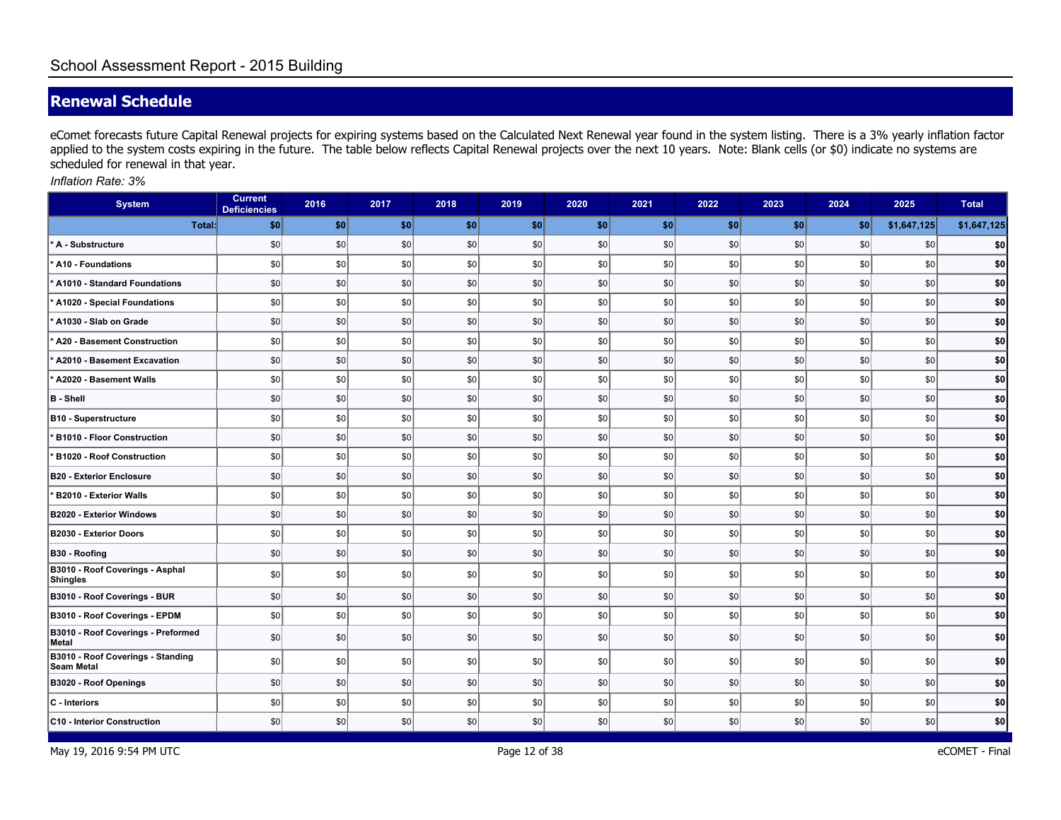# School Assessment Report - 2015 Building

## Renewal Schedule

eComet forecasts future Capital Renewal projects for expiring systems based on the Calculated Next Renewal year found in the system listing. There is a 3% yearly inflation factor applied to the system costs expiring in the future. The table below reflects Capital Renewal projects over the next 10 years. Note: Blank cells (or $0) indicate no systems are scheduled for renewal in that year.

*Inflation Rate: 3%*

| System | Current Deficiencies | 2016 | 2017 | 2018 | 2019 | 2020 | 2021 | 2022 | 2023 | 2024 | 2025 | Total |
|---|---|---|---|---|---|---|---|---|---|---|---|---|
| **Total:** | **$0** | **$0** | **$0** | **$0** | **$0** | **$0** | **$0** | **$0** | **$0** | **$0** | **$1,647,125** | **$1,647,125** |
| * A - Substructure | $0 | $0 | $0 | $0 | $0 | $0 | $0 | $0 | $0 | $0 | $0 | **$0** |
| * A10 - Foundations | $0 | $0 | $0 | $0 | $0 | $0 | $0 | $0 | $0 | $0 | $0 | **$0** |
| * A1010 - Standard Foundations | $0 | $0 | $0 | $0 | $0 | $0 | $0 | $0 | $0 | $0 | $0 | **$0** |
| * A1020 - Special Foundations | $0 | $0 | $0 | $0 | $0 | $0 | $0 | $0 | $0 | $0 | $0 | **$0** |
| * A1030 - Slab on Grade | $0 | $0 | $0 | $0 | $0 | $0 | $0 | $0 | $0 | $0 | $0 | **$0** |
| * A20 - Basement Construction | $0 | $0 | $0 | $0 | $0 | $0 | $0 | $0 | $0 | $0 | $0 | **$0** |
| * A2010 - Basement Excavation | $0 | $0 | $0 | $0 | $0 | $0 | $0 | $0 | $0 | $0 | $0 | **$0** |
| * A2020 - Basement Walls | $0 | $0 | $0 | $0 | $0 | $0 | $0 | $0 | $0 | $0 | $0 | **$0** |
| B - Shell | $0 | $0 | $0 | $0 | $0 | $0 | $0 | $0 | $0 | $0 | $0 | **$0** |
| B10 - Superstructure | $0 | $0 | $0 | $0 | $0 | $0 | $0 | $0 | $0 | $0 | $0 | **$0** |
| * B1010 - Floor Construction | $0 | $0 | $0 | $0 | $0 | $0 | $0 | $0 | $0 | $0 | $0 | **$0** |
| * B1020 - Roof Construction | $0 | $0 | $0 | $0 | $0 | $0 | $0 | $0 | $0 | $0 | $0 | **$0** |
| B20 - Exterior Enclosure | $0 | $0 | $0 | $0 | $0 | $0 | $0 | $0 | $0 | $0 | $0 | **$0** |
| * B2010 - Exterior Walls | $0 | $0 | $0 | $0 | $0 | $0 | $0 | $0 | $0 | $0 | $0 | **$0** |
| B2020 - Exterior Windows | $0 | $0 | $0 | $0 | $0 | $0 | $0 | $0 | $0 | $0 | $0 | **$0** |
| B2030 - Exterior Doors | $0 | $0 | $0 | $0 | $0 | $0 | $0 | $0 | $0 | $0 | $0 | **$0** |
| B30 - Roofing | $0 | $0 | $0 | $0 | $0 | $0 | $0 | $0 | $0 | $0 | $0 | **$0** |
| B3010 - Roof Coverings - Asphal Shingles | $0 | $0 | $0 | $0 | $0 | $0 | $0 | $0 | $0 | $0 | $0 | **$0** |
| B3010 - Roof Coverings - BUR | $0 | $0 | $0 | $0 | $0 | $0 | $0 | $0 | $0 | $0 | $0 | **$0** |
| B3010 - Roof Coverings - EPDM | $0 | $0 | $0 | $0 | $0 | $0 | $0 | $0 | $0 | $0 | $0 | **$0** |
| B3010 - Roof Coverings - Preformed Metal | $0 | $0 | $0 | $0 | $0 | $0 | $0 | $0 | $0 | $0 | $0 | **$0** |
| B3010 - Roof Coverings - Standing Seam Metal | $0 | $0 | $0 | $0 | $0 | $0 | $0 | $0 | $0 | $0 | $0 | **$0** |
| B3020 - Roof Openings | $0 | $0 | $0 | $0 | $0 | $0 | $0 | $0 | $0 | $0 | $0 | **$0** |
| C - Interiors | $0 | $0 | $0 | $0 | $0 | $0 | $0 | $0 | $0 | $0 | $0 | **$0** |
| C10 - Interior Construction | $0 | $0 | $0 | $0 | $0 | $0 | $0 | $0 | $0 | $0 | $0 | **$0** |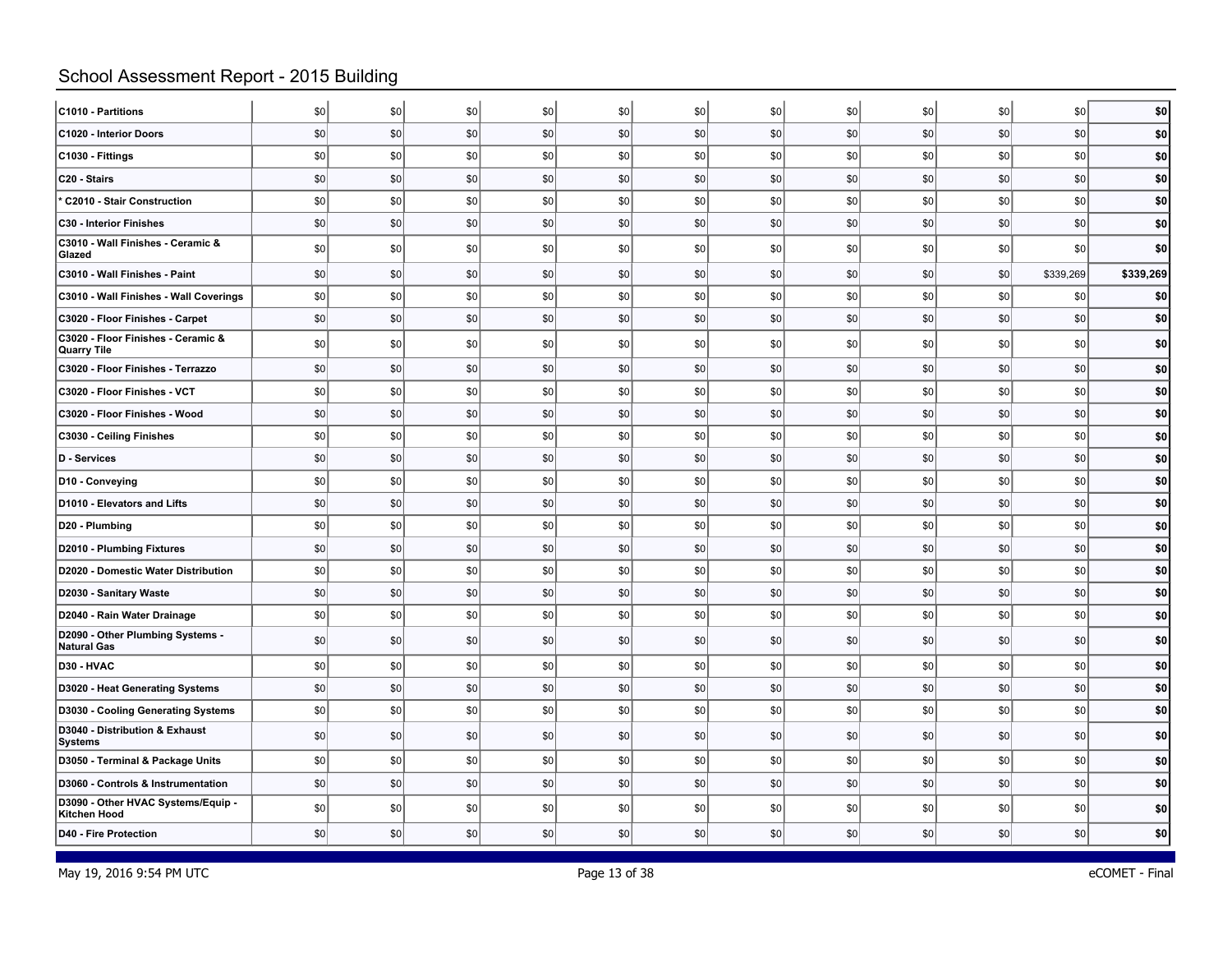# School Assessment Report - 2015 Building

| | | | | | | | | | | | | |
|---|---|---|---|---|---|---|---|---|---|---|---|---|
| **C1010 - Partitions** | $0 | $0 | $0 | $0 | $0 | $0 | $0 | $0 | $0 | $0 | $0 | **$0** |
| **C1020 - Interior Doors** | $0 | $0 | $0 | $0 | $0 | $0 | $0 | $0 | $0 | $0 | $0 | **$0** |
| **C1030 - Fittings** | $0 | $0 | $0 | $0 | $0 | $0 | $0 | $0 | $0 | $0 | $0 | **$0** |
| **C20 - Stairs** | $0 | $0 | $0 | $0 | $0 | $0 | $0 | $0 | $0 | $0 | $0 | **$0** |
| *** C2010 - Stair Construction** | $0 | $0 | $0 | $0 | $0 | $0 | $0 | $0 | $0 | $0 | $0 | **$0** |
| **C30 - Interior Finishes** | $0 | $0 | $0 | $0 | $0 | $0 | $0 | $0 | $0 | $0 | $0 | **$0** |
| **C3010 - Wall Finishes - Ceramic & Glazed** | $0 | $0 | $0 | $0 | $0 | $0 | $0 | $0 | $0 | $0 | $0 | **$0** |
| **C3010 - Wall Finishes - Paint** | $0 | $0 | $0 | $0 | $0 | $0 | $0 | $0 | $0 | $0 | $339,269 | **$339,269** |
| **C3010 - Wall Finishes - Wall Coverings** | $0 | $0 | $0 | $0 | $0 | $0 | $0 | $0 | $0 | $0 | $0 | **$0** |
| **C3020 - Floor Finishes - Carpet** | $0 | $0 | $0 | $0 | $0 | $0 | $0 | $0 | $0 | $0 | $0 | **$0** |
| **C3020 - Floor Finishes - Ceramic & Quarry Tile** | $0 | $0 | $0 | $0 | $0 | $0 | $0 | $0 | $0 | $0 | $0 | **$0** |
| **C3020 - Floor Finishes - Terrazzo** | $0 | $0 | $0 | $0 | $0 | $0 | $0 | $0 | $0 | $0 | $0 | **$0** |
| **C3020 - Floor Finishes - VCT** | $0 | $0 | $0 | $0 | $0 | $0 | $0 | $0 | $0 | $0 | $0 | **$0** |
| **C3020 - Floor Finishes - Wood** | $0 | $0 | $0 | $0 | $0 | $0 | $0 | $0 | $0 | $0 | $0 | **$0** |
| **C3030 - Ceiling Finishes** | $0 | $0 | $0 | $0 | $0 | $0 | $0 | $0 | $0 | $0 | $0 | **$0** |
| **D - Services** | $0 | $0 | $0 | $0 | $0 | $0 | $0 | $0 | $0 | $0 | $0 | **$0** |
| **D10 - Conveying** | $0 | $0 | $0 | $0 | $0 | $0 | $0 | $0 | $0 | $0 | $0 | **$0** |
| **D1010 - Elevators and Lifts** | $0 | $0 | $0 | $0 | $0 | $0 | $0 | $0 | $0 | $0 | $0 | **$0** |
| **D20 - Plumbing** | $0 | $0 | $0 | $0 | $0 | $0 | $0 | $0 | $0 | $0 | $0 | **$0** |
| **D2010 - Plumbing Fixtures** | $0 | $0 | $0 | $0 | $0 | $0 | $0 | $0 | $0 | $0 | $0 | **$0** |
| **D2020 - Domestic Water Distribution** | $0 | $0 | $0 | $0 | $0 | $0 | $0 | $0 | $0 | $0 | $0 | **$0** |
| **D2030 - Sanitary Waste** | $0 | $0 | $0 | $0 | $0 | $0 | $0 | $0 | $0 | $0 | $0 | **$0** |
| **D2040 - Rain Water Drainage** | $0 | $0 | $0 | $0 | $0 | $0 | $0 | $0 | $0 | $0 | $0 | **$0** |
| **D2090 - Other Plumbing Systems - Natural Gas** | $0 | $0 | $0 | $0 | $0 | $0 | $0 | $0 | $0 | $0 | $0 | **$0** |
| **D30 - HVAC** | $0 | $0 | $0 | $0 | $0 | $0 | $0 | $0 | $0 | $0 | $0 | **$0** |
| **D3020 - Heat Generating Systems** | $0 | $0 | $0 | $0 | $0 | $0 | $0 | $0 | $0 | $0 | $0 | **$0** |
| **D3030 - Cooling Generating Systems** | $0 | $0 | $0 | $0 | $0 | $0 | $0 | $0 | $0 | $0 | $0 | **$0** |
| **D3040 - Distribution & Exhaust Systems** | $0 | $0 | $0 | $0 | $0 | $0 | $0 | $0 | $0 | $0 | $0 | **$0** |
| **D3050 - Terminal & Package Units** | $0 | $0 | $0 | $0 | $0 | $0 | $0 | $0 | $0 | $0 | $0 | **$0** |
| **D3060 - Controls & Instrumentation** | $0 | $0 | $0 | $0 | $0 | $0 | $0 | $0 | $0 | $0 | $0 | **$0** |
| **D3090 - Other HVAC Systems/Equip - Kitchen Hood** | $0 | $0 | $0 | $0 | $0 | $0 | $0 | $0 | $0 | $0 | $0 | **$0** |
| **D40 - Fire Protection** | $0 | $0 | $0 | $0 | $0 | $0 | $0 | $0 | $0 | $0 | $0 | **$0** |

May 19, 2016 9:54 PM UTC

eCOMET - Final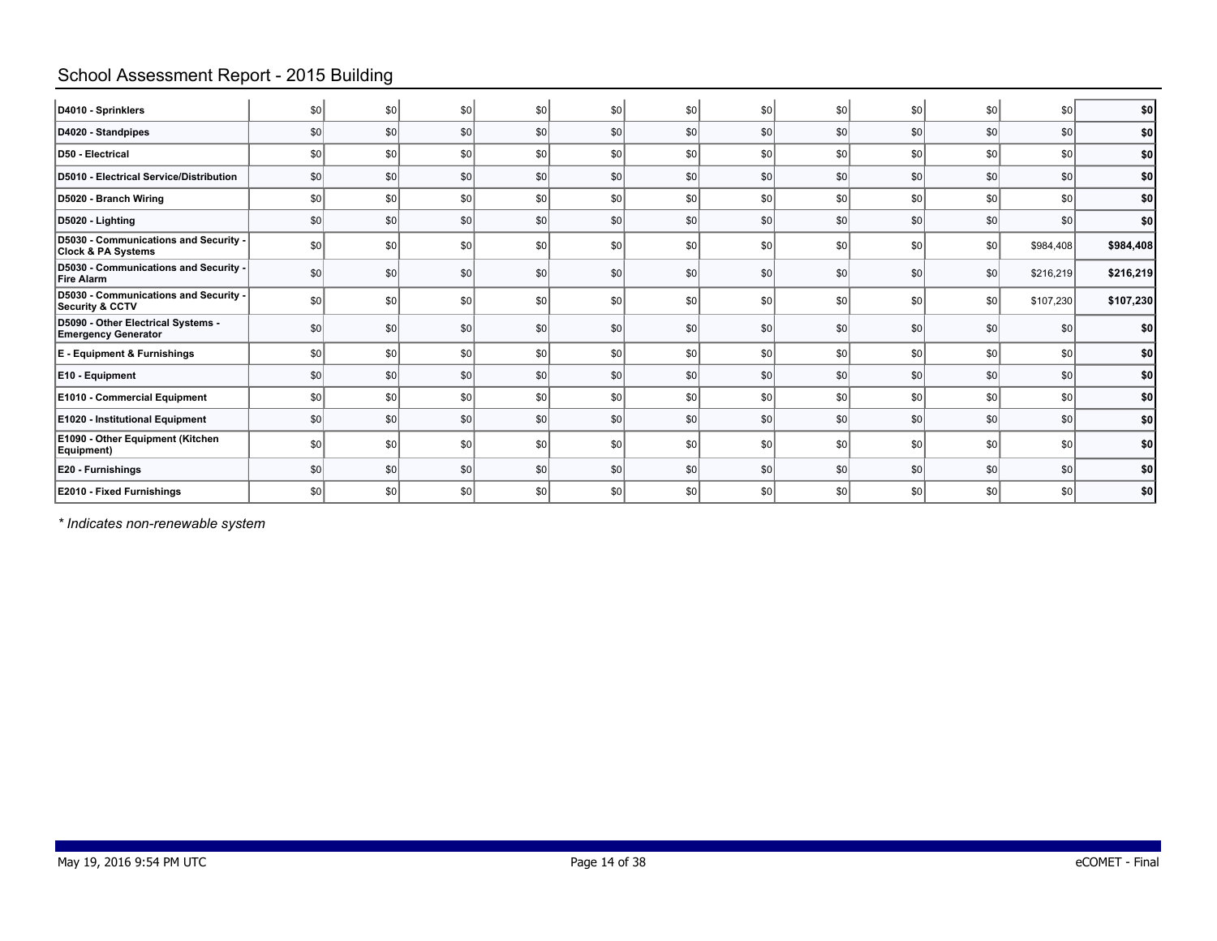## School Assessment Report - 2015 Building

| | | | | | | | | | | | | |
|---|---|---|---|---|---|---|---|---|---|---|---|---|
| **D4010 - Sprinklers** | $0 | $0 | $0 | $0 | $0 | $0 | $0 | $0 | $0 | $0 | $0 | **$0** |
| **D4020 - Standpipes** | $0 | $0 | $0 | $0 | $0 | $0 | $0 | $0 | $0 | $0 | $0 | **$0** |
| **D50 - Electrical** | $0 | $0 | $0 | $0 | $0 | $0 | $0 | $0 | $0 | $0 | $0 | **$0** |
| **D5010 - Electrical Service/Distribution** | $0 | $0 | $0 | $0 | $0 | $0 | $0 | $0 | $0 | $0 | $0 | **$0** |
| **D5020 - Branch Wiring** | $0 | $0 | $0 | $0 | $0 | $0 | $0 | $0 | $0 | $0 | $0 | **$0** |
| **D5020 - Lighting** | $0 | $0 | $0 | $0 | $0 | $0 | $0 | $0 | $0 | $0 | $0 | **$0** |
| **D5030 - Communications and Security - Clock & PA Systems** | $0 | $0 | $0 | $0 | $0 | $0 | $0 | $0 | $0 | $0 | $984,408 | **$984,408** |
| **D5030 - Communications and Security - Fire Alarm** | $0 | $0 | $0 | $0 | $0 | $0 | $0 | $0 | $0 | $0 | $216,219 | **$216,219** |
| **D5030 - Communications and Security - Security & CCTV** | $0 | $0 | $0 | $0 | $0 | $0 | $0 | $0 | $0 | $0 | $107,230 | **$107,230** |
| **D5090 - Other Electrical Systems - Emergency Generator** | $0 | $0 | $0 | $0 | $0 | $0 | $0 | $0 | $0 | $0 | $0 | **$0** |
| **E - Equipment & Furnishings** | $0 | $0 | $0 | $0 | $0 | $0 | $0 | $0 | $0 | $0 | $0 | **$0** |
| **E10 - Equipment** | $0 | $0 | $0 | $0 | $0 | $0 | $0 | $0 | $0 | $0 | $0 | **$0** |
| **E1010 - Commercial Equipment** | $0 | $0 | $0 | $0 | $0 | $0 | $0 | $0 | $0 | $0 | $0 | **$0** |
| **E1020 - Institutional Equipment** | $0 | $0 | $0 | $0 | $0 | $0 | $0 | $0 | $0 | $0 | $0 | **$0** |
| **E1090 - Other Equipment (Kitchen Equipment)** | $0 | $0 | $0 | $0 | $0 | $0 | $0 | $0 | $0 | $0 | $0 | **$0** |
| **E20 - Furnishings** | $0 | $0 | $0 | $0 | $0 | $0 | $0 | $0 | $0 | $0 | $0 | **$0** |
| **E2010 - Fixed Furnishings** | $0 | $0 | $0 | $0 | $0 | $0 | $0 | $0 | $0 | $0 | $0 | **$0** |

*\* Indicates non-renewable system*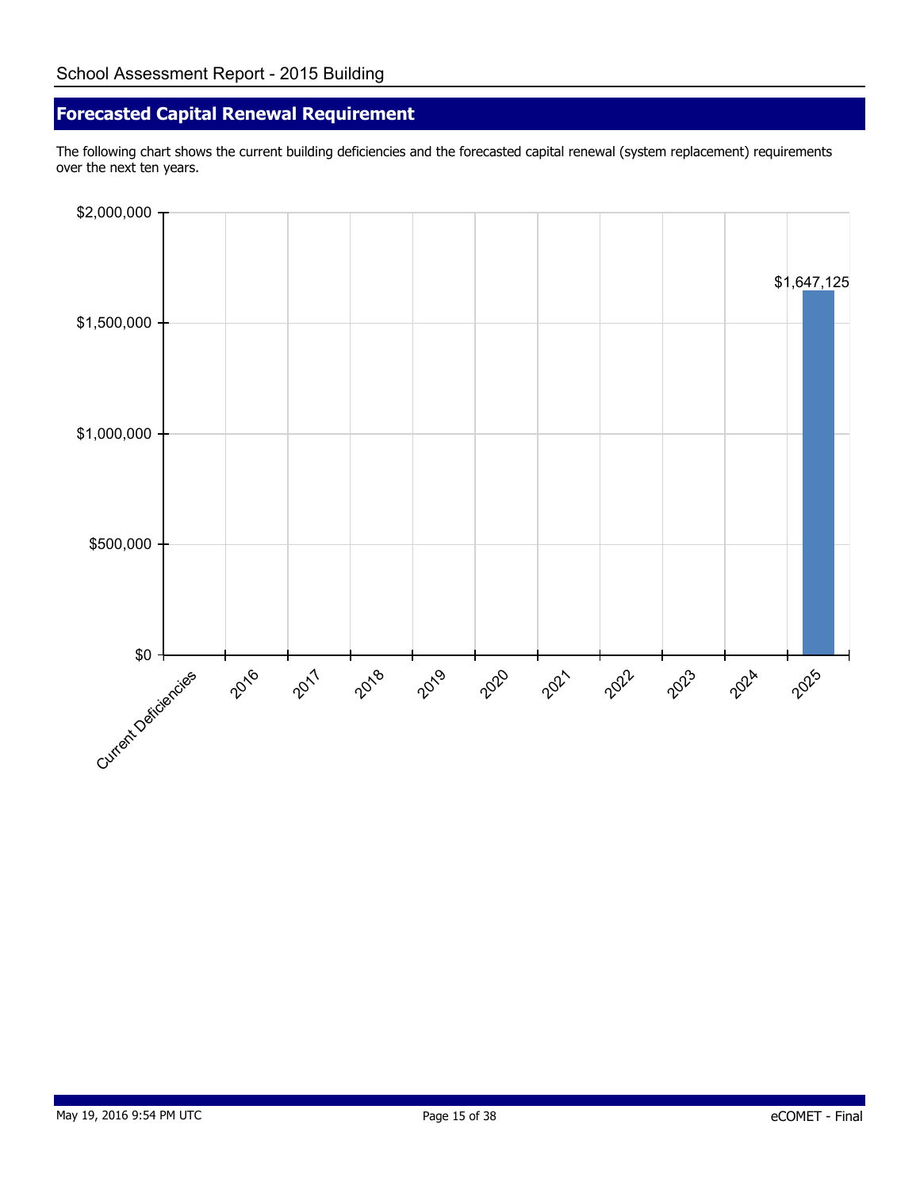## Forecasted Capital Renewal Requirement

The following chart shows the current building deficiencies and the forecasted capital renewal (system replacement) requirements over the next ten years.

| Year | Amount |
|---|---|
| Current Deficiencies | $0 |
| 2016 | $0 |
| 2017 | $0 |
| 2018 | $0 |
| 2019 | $0 |
| 2020 | $0 |
| 2021 | $0 |
| 2022 | $0 |
| 2023 | $0 |
| 2024 | $0 |
| 2025 | $1,647,125 |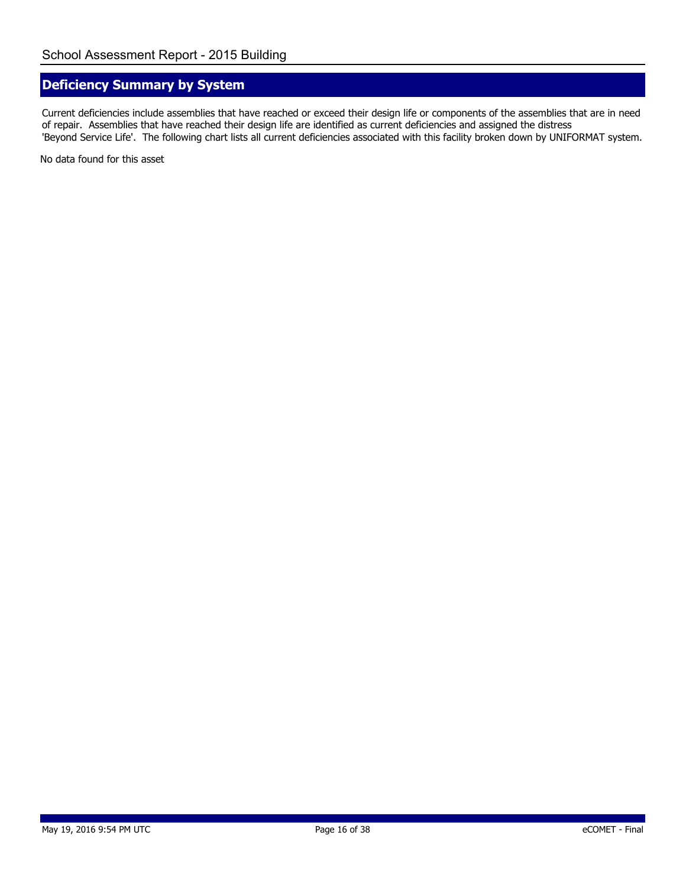## Deficiency Summary by System

Current deficiencies include assemblies that have reached or exceed their design life or components of the assemblies that are in need of repair. Assemblies that have reached their design life are identified as current deficiencies and assigned the distress 'Beyond Service Life'. The following chart lists all current deficiencies associated with this facility broken down by UNIFORMAT system.

No data found for this asset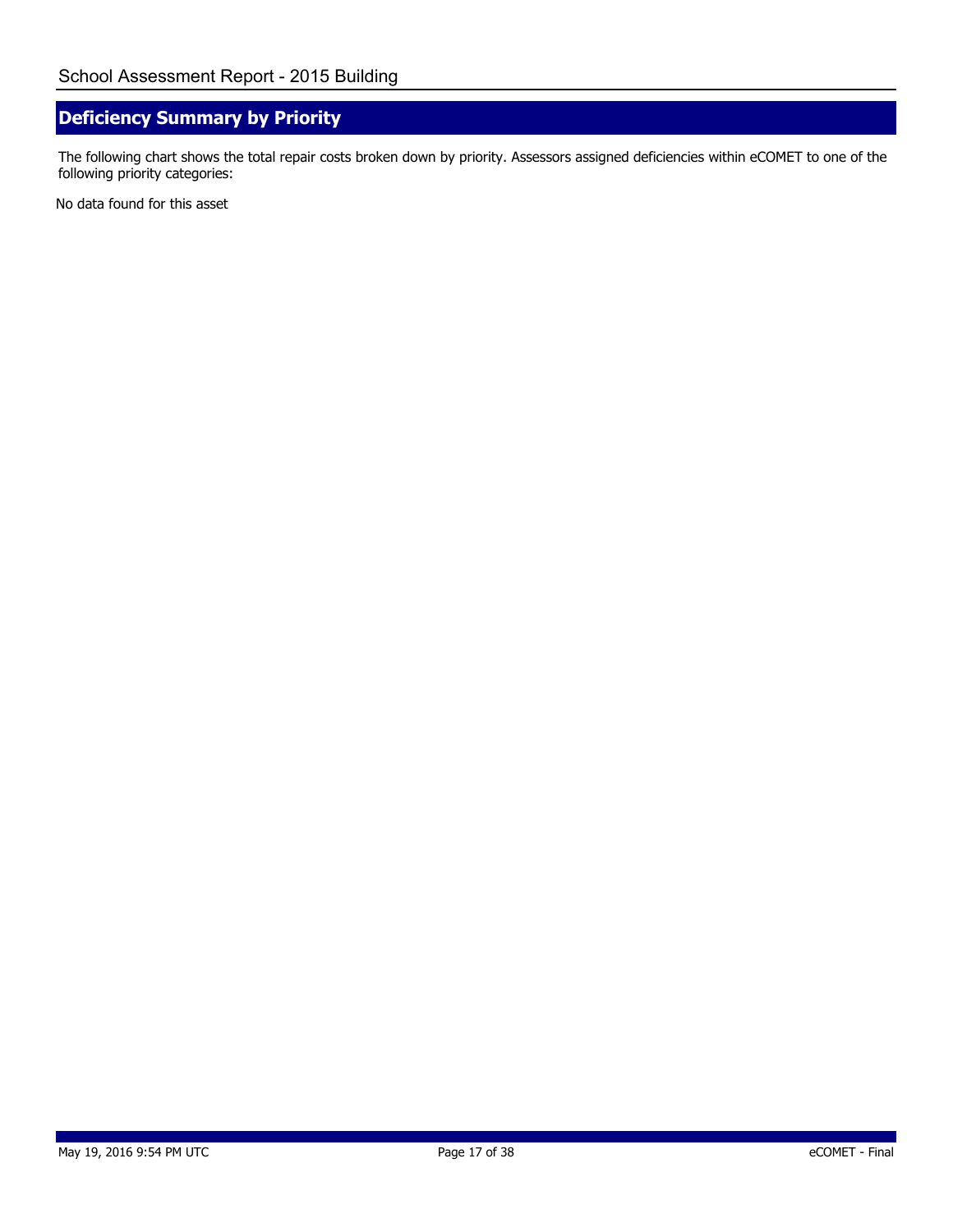## Deficiency Summary by Priority

The following chart shows the total repair costs broken down by priority. Assessors assigned deficiencies within eCOMET to one of the following priority categories:

No data found for this asset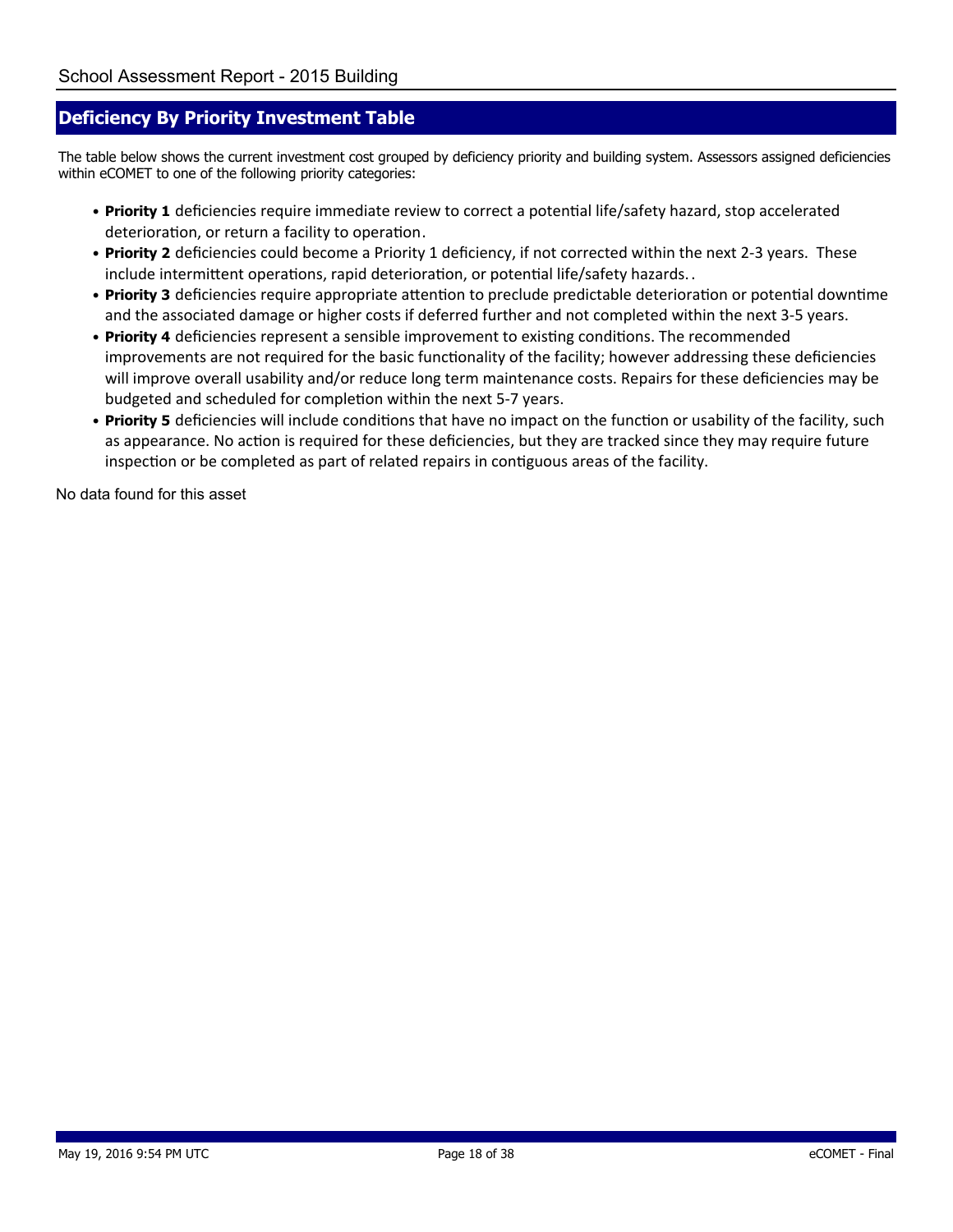## Deficiency By Priority Investment Table

The table below shows the current investment cost grouped by deficiency priority and building system. Assessors assigned deficiencies within eCOMET to one of the following priority categories:

- **Priority 1** deficiencies require immediate review to correct a potential life/safety hazard, stop accelerated deterioration, or return a facility to operation.
- **Priority 2** deficiencies could become a Priority 1 deficiency, if not corrected within the next 2-3 years. These include intermittent operations, rapid deterioration, or potential life/safety hazards..
- **Priority 3** deficiencies require appropriate attention to preclude predictable deterioration or potential downtime and the associated damage or higher costs if deferred further and not completed within the next 3-5 years.
- **Priority 4** deficiencies represent a sensible improvement to existing conditions. The recommended improvements are not required for the basic functionality of the facility; however addressing these deficiencies will improve overall usability and/or reduce long term maintenance costs. Repairs for these deficiencies may be budgeted and scheduled for completion within the next 5-7 years.
- **Priority 5** deficiencies will include conditions that have no impact on the function or usability of the facility, such as appearance. No action is required for these deficiencies, but they are tracked since they may require future inspection or be completed as part of related repairs in contiguous areas of the facility.

No data found for this asset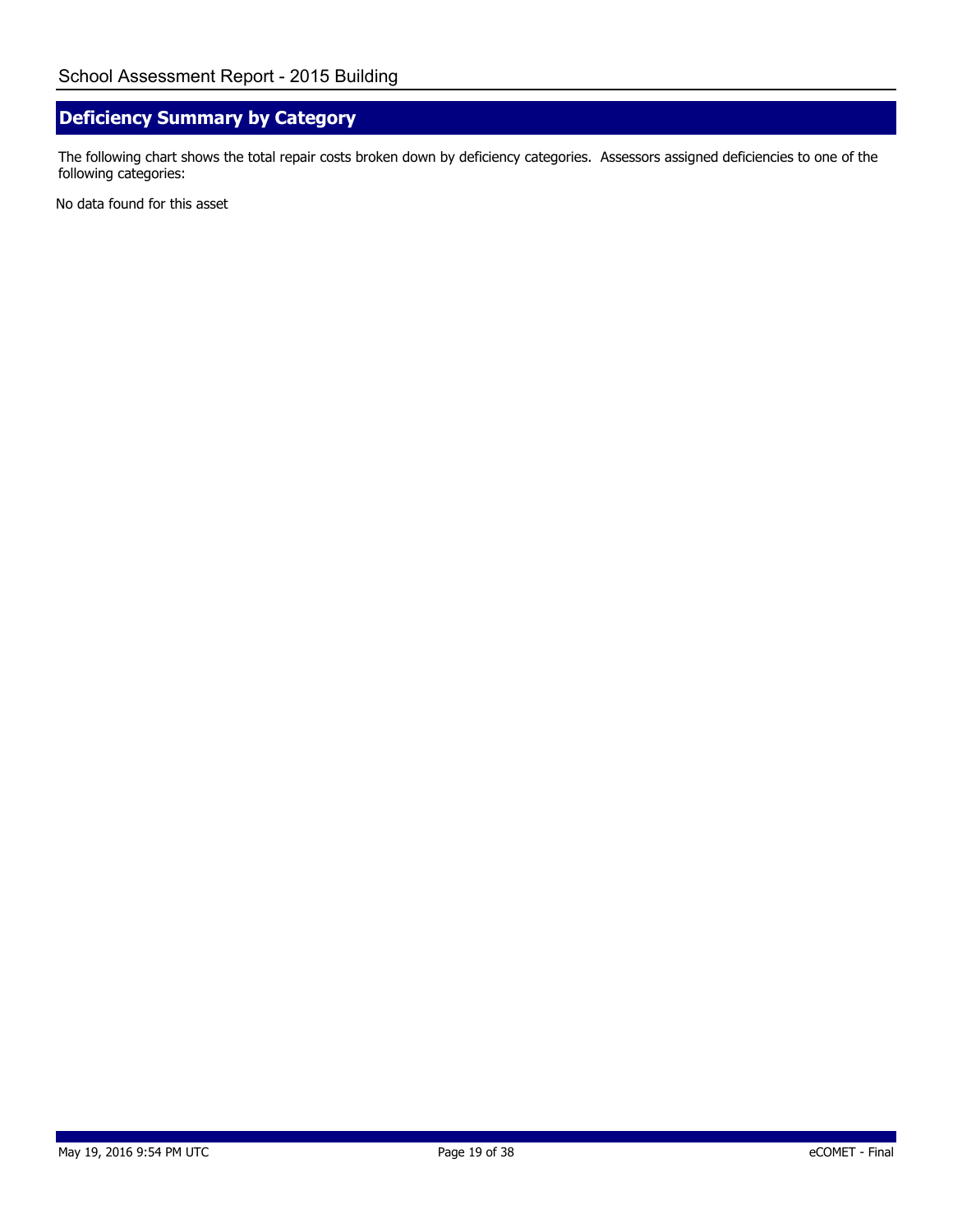## Deficiency Summary by Category

The following chart shows the total repair costs broken down by deficiency categories.  Assessors assigned deficiencies to one of the following categories:

No data found for this asset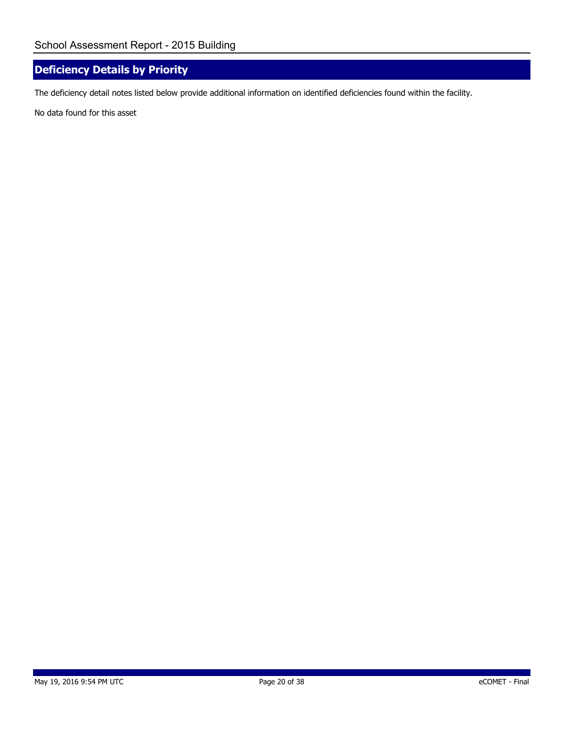## Deficiency Details by Priority

The deficiency detail notes listed below provide additional information on identified deficiencies found within the facility.

No data found for this asset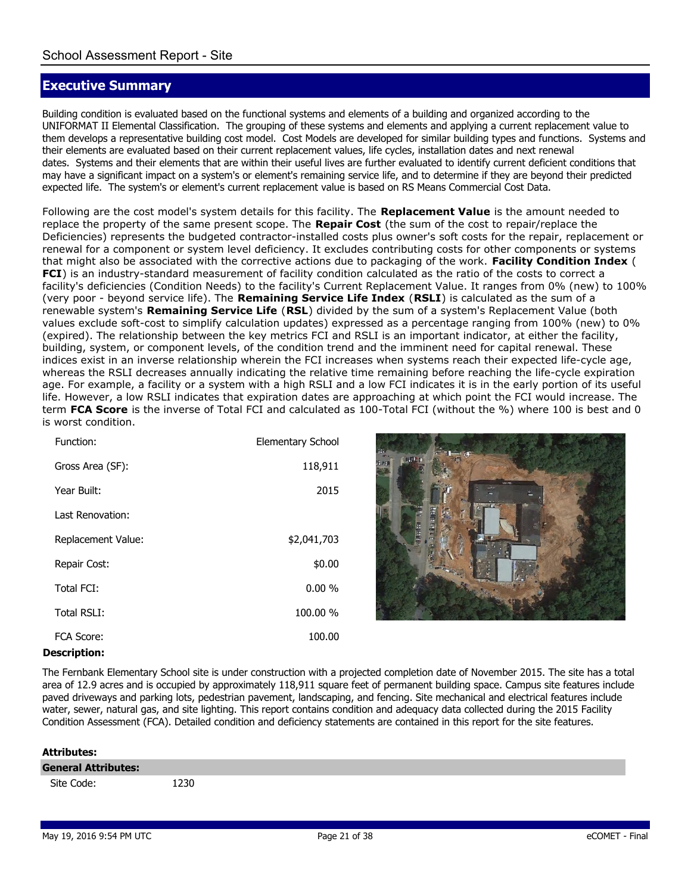## School Assessment Report - Site

## Executive Summary

Building condition is evaluated based on the functional systems and elements of a building and organized according to the UNIFORMAT II Elemental Classification. The grouping of these systems and elements and applying a current replacement value to them develops a representative building cost model. Cost Models are developed for similar building types and functions. Systems and their elements are evaluated based on their current replacement values, life cycles, installation dates and next renewal dates. Systems and their elements that are within their useful lives are further evaluated to identify current deficient conditions that may have a significant impact on a system's or element's remaining service life, and to determine if they are beyond their predicted expected life. The system's or element's current replacement value is based on RS Means Commercial Cost Data.

Following are the cost model's system details for this facility. The **Replacement Value** is the amount needed to replace the property of the same present scope. The **Repair Cost** (the sum of the cost to repair/replace the Deficiencies) represents the budgeted contractor-installed costs plus owner's soft costs for the repair, replacement or renewal for a component or system level deficiency. It excludes contributing costs for other components or systems that might also be associated with the corrective actions due to packaging of the work. **Facility Condition Index** (**FCI**) is an industry-standard measurement of facility condition calculated as the ratio of the costs to correct a facility's deficiencies (Condition Needs) to the facility's Current Replacement Value. It ranges from 0% (new) to 100% (very poor - beyond service life). The **Remaining Service Life Index** (**RSLI**) is calculated as the sum of a renewable system's **Remaining Service Life** (**RSL**) divided by the sum of a system's Replacement Value (both values exclude soft-cost to simplify calculation updates) expressed as a percentage ranging from 100% (new) to 0% (expired). The relationship between the key metrics FCI and RSLI is an important indicator, at either the facility, building, system, or component levels, of the condition trend and the imminent need for capital renewal. These indices exist in an inverse relationship wherein the FCI increases when systems reach their expected life-cycle age, whereas the RSLI decreases annually indicating the relative time remaining before reaching the life-cycle expiration age. For example, a facility or a system with a high RSLI and a low FCI indicates it is in the early portion of its useful life. However, a low RSLI indicates that expiration dates are approaching at which point the FCI would increase. The term **FCA Score** is the inverse of Total FCI and calculated as 100-Total FCI (without the %) where 100 is best and 0 is worst condition.

| | |
|---|---|
| Function: | Elementary School |
| Gross Area (SF): | 118,911 |
| Year Built: | 2015 |
| Last Renovation: | |
| Replacement Value: | $2,041,703 |
| Repair Cost: | $0.00 |
| Total FCI: | 0.00 % |
| Total RSLI: | 100.00 % |
| FCA Score: | 100.00 |

**Description:**

The Fernbank Elementary School site is under construction with a projected completion date of November 2015. The site has a total area of 12.9 acres and is occupied by approximately 118,911 square feet of permanent building space. Campus site features include paved driveways and parking lots, pedestrian pavement, landscaping, and fencing. Site mechanical and electrical features include water, sewer, natural gas, and site lighting. This report contains condition and adequacy data collected during the 2015 Facility Condition Assessment (FCA). Detailed condition and deficiency statements are contained in this report for the site features.

**Attributes:**

| **General Attributes:** | |
|---|---|
| Site Code: | 1230 |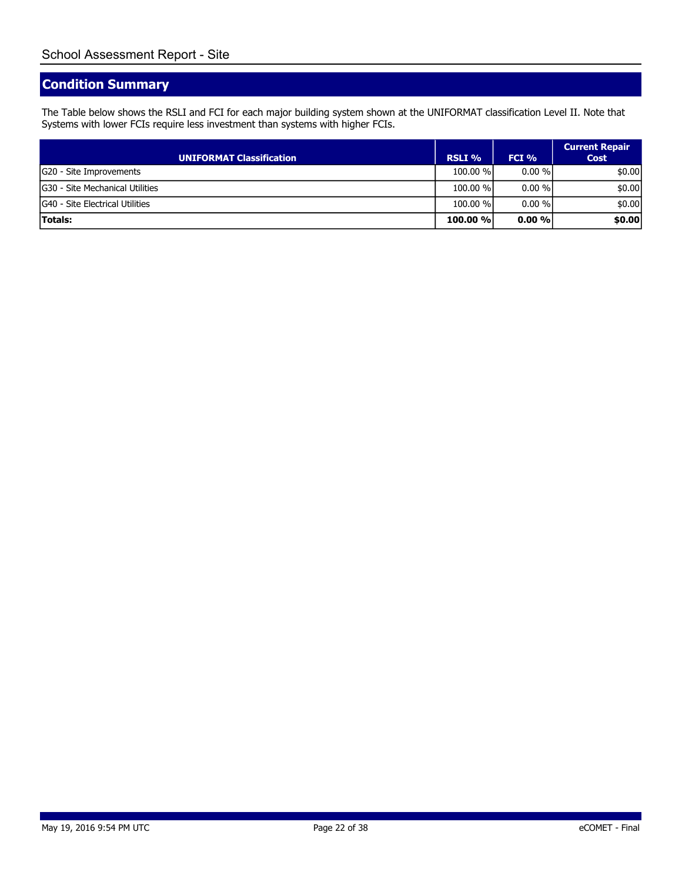## Condition Summary

The Table below shows the RSLI and FCI for each major building system shown at the UNIFORMAT classification Level II. Note that Systems with lower FCIs require less investment than systems with higher FCIs.

| UNIFORMAT Classification | RSLI % | FCI % | Current Repair Cost |
|---|---|---|---|
| G20 - Site Improvements | 100.00 % | 0.00 % | $0.00 |
| G30 - Site Mechanical Utilities | 100.00 % | 0.00 % | $0.00 |
| G40 - Site Electrical Utilities | 100.00 % | 0.00 % | $0.00 |
| **Totals:** | **100.00 %** | **0.00 %** | **$0.00** |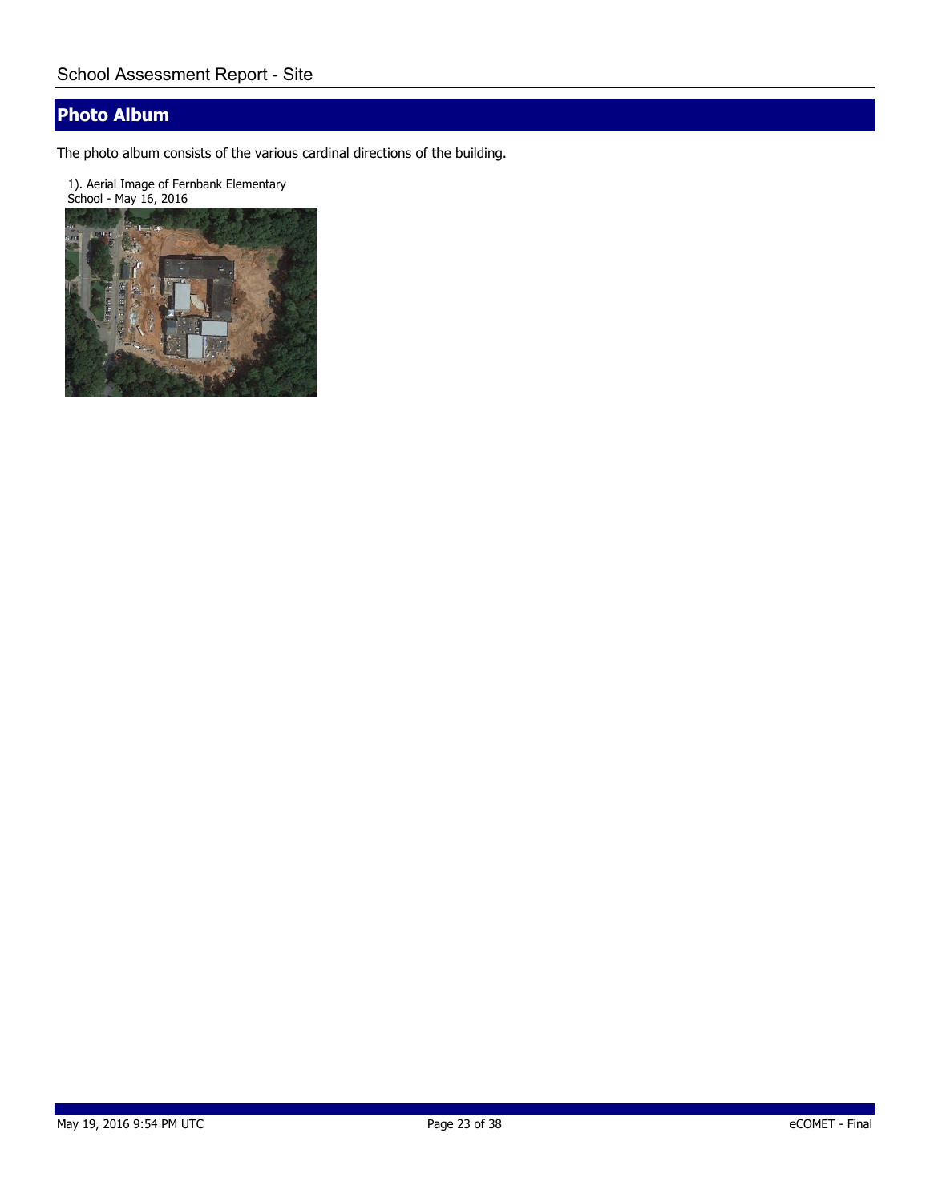## Photo Album

The photo album consists of the various cardinal directions of the building.

1). Aerial Image of Fernbank Elementary School - May 16, 2016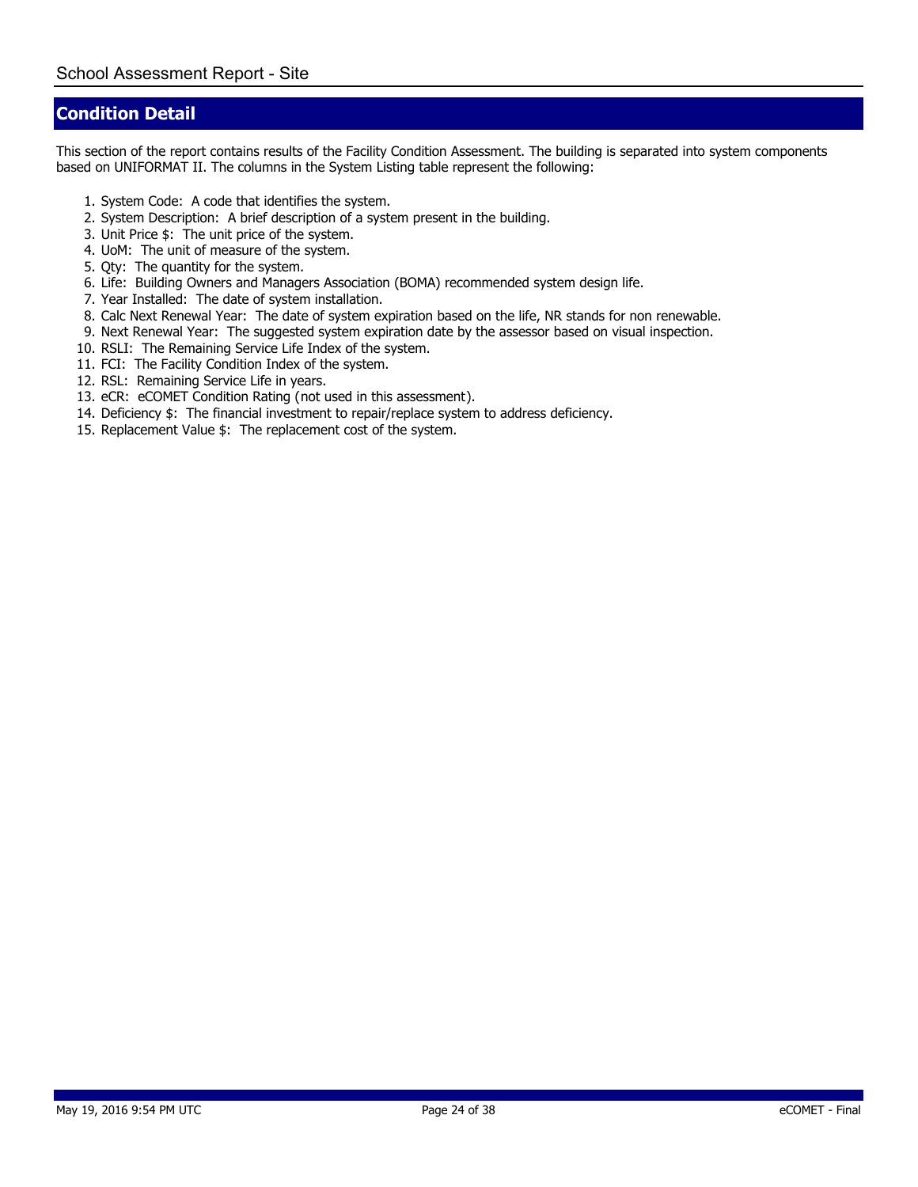## Condition Detail

This section of the report contains results of the Facility Condition Assessment. The building is separated into system components based on UNIFORMAT II. The columns in the System Listing table represent the following:

1. System Code: A code that identifies the system.
2. System Description: A brief description of a system present in the building.
3. Unit Price $: The unit price of the system.
4. UoM: The unit of measure of the system.
5. Qty: The quantity for the system.
6. Life: Building Owners and Managers Association (BOMA) recommended system design life.
7. Year Installed: The date of system installation.
8. Calc Next Renewal Year: The date of system expiration based on the life, NR stands for non renewable.
9. Next Renewal Year: The suggested system expiration date by the assessor based on visual inspection.
10. RSLI: The Remaining Service Life Index of the system.
11. FCI: The Facility Condition Index of the system.
12. RSL: Remaining Service Life in years.
13. eCR: eCOMET Condition Rating (not used in this assessment).
14. Deficiency $: The financial investment to repair/replace system to address deficiency.
15. Replacement Value $: The replacement cost of the system.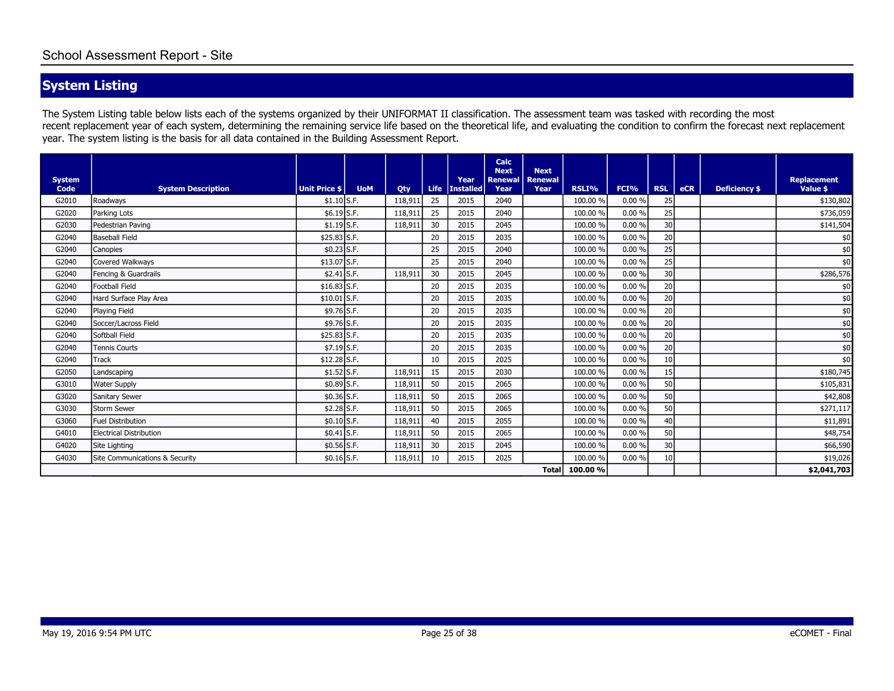## System Listing

The System Listing table below lists each of the systems organized by their UNIFORMAT II classification. The assessment team was tasked with recording the most recent replacement year of each system, determining the remaining service life based on the theoretical life, and evaluating the condition to confirm the forecast next replacement year. The system listing is the basis for all data contained in the Building Assessment Report.

| System Code | System Description | Unit Price $ | UoM | Qty | Life | Year Installed | Calc Next Renewal Year | Next Renewal Year | RSLI% | FCI% | RSL | eCR | Deficiency $ | Replacement Value $ |
|---|---|---|---|---|---|---|---|---|---|---|---|---|---|---|
| G2010 | Roadways | $1.10 | S.F. | 118,911 | 25 | 2015 | 2040 | | 100.00 % | 0.00 % | 25 | | | $130,802 |
| G2020 | Parking Lots | $6.19 | S.F. | 118,911 | 25 | 2015 | 2040 | | 100.00 % | 0.00 % | 25 | | | $736,059 |
| G2030 | Pedestrian Paving | $1.19 | S.F. | 118,911 | 30 | 2015 | 2045 | | 100.00 % | 0.00 % | 30 | | | $141,504 |
| G2040 | Baseball Field | $25.83 | S.F. | | 20 | 2015 | 2035 | | 100.00 % | 0.00 % | 20 | | | $0 |
| G2040 | Canopies | $0.23 | S.F. | | 25 | 2015 | 2040 | | 100.00 % | 0.00 % | 25 | | | $0 |
| G2040 | Covered Walkways | $13.07 | S.F. | | 25 | 2015 | 2040 | | 100.00 % | 0.00 % | 25 | | | $0 |
| G2040 | Fencing & Guardrails | $2.41 | S.F. | 118,911 | 30 | 2015 | 2045 | | 100.00 % | 0.00 % | 30 | | | $286,576 |
| G2040 | Football Field | $16.83 | S.F. | | 20 | 2015 | 2035 | | 100.00 % | 0.00 % | 20 | | | $0 |
| G2040 | Hard Surface Play Area | $10.01 | S.F. | | 20 | 2015 | 2035 | | 100.00 % | 0.00 % | 20 | | | $0 |
| G2040 | Playing Field | $9.76 | S.F. | | 20 | 2015 | 2035 | | 100.00 % | 0.00 % | 20 | | | $0 |
| G2040 | Soccer/Lacross Field | $9.76 | S.F. | | 20 | 2015 | 2035 | | 100.00 % | 0.00 % | 20 | | | $0 |
| G2040 | Softball Field | $25.83 | S.F. | | 20 | 2015 | 2035 | | 100.00 % | 0.00 % | 20 | | | $0 |
| G2040 | Tennis Courts | $7.19 | S.F. | | 20 | 2015 | 2035 | | 100.00 % | 0.00 % | 20 | | | $0 |
| G2040 | Track | $12.28 | S.F. | | 10 | 2015 | 2025 | | 100.00 % | 0.00 % | 10 | | | $0 |
| G2050 | Landscaping | $1.52 | S.F. | 118,911 | 15 | 2015 | 2030 | | 100.00 % | 0.00 % | 15 | | | $180,745 |
| G3010 | Water Supply | $0.89 | S.F. | 118,911 | 50 | 2015 | 2065 | | 100.00 % | 0.00 % | 50 | | | $105,831 |
| G3020 | Sanitary Sewer | $0.36 | S.F. | 118,911 | 50 | 2015 | 2065 | | 100.00 % | 0.00 % | 50 | | | $42,808 |
| G3030 | Storm Sewer | $2.28 | S.F. | 118,911 | 50 | 2015 | 2065 | | 100.00 % | 0.00 % | 50 | | | $271,117 |
| G3060 | Fuel Distribution | $0.10 | S.F. | 118,911 | 40 | 2015 | 2055 | | 100.00 % | 0.00 % | 40 | | | $11,891 |
| G4010 | Electrical Distribution | $0.41 | S.F. | 118,911 | 50 | 2015 | 2065 | | 100.00 % | 0.00 % | 50 | | | $48,754 |
| G4020 | Site Lighting | $0.56 | S.F. | 118,911 | 30 | 2015 | 2045 | | 100.00 % | 0.00 % | 30 | | | $66,590 |
| G4030 | Site Communications & Security | $0.16 | S.F. | 118,911 | 10 | 2015 | 2025 | | 100.00 % | 0.00 % | 10 | | | $19,026 |
| | | | | | | | | **Total** | **100.00 %** | | | | | **$2,041,703** |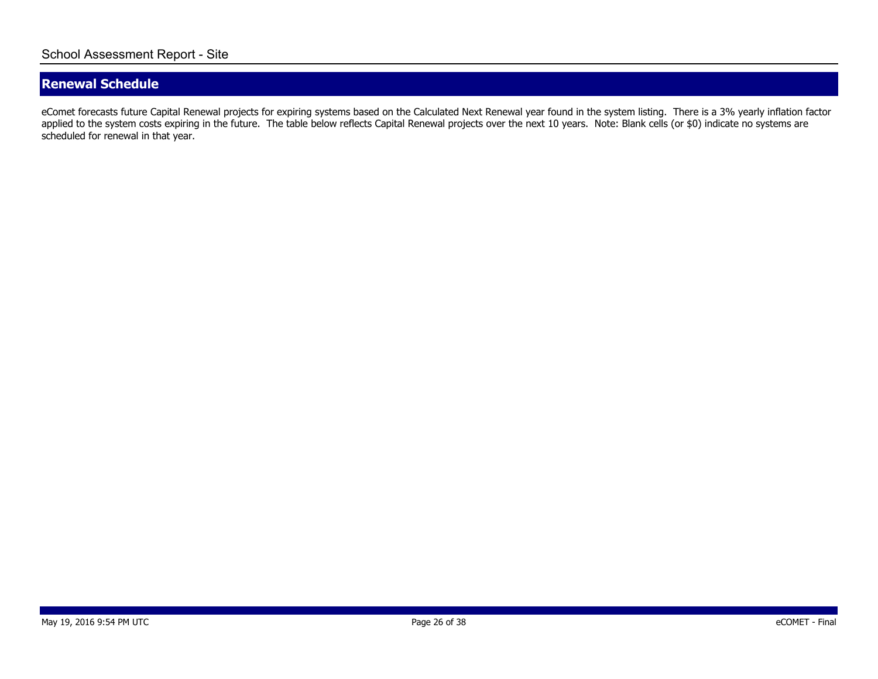## Renewal Schedule

eComet forecasts future Capital Renewal projects for expiring systems based on the Calculated Next Renewal year found in the system listing.  There is a 3% yearly inflation factor applied to the system costs expiring in the future.  The table below reflects Capital Renewal projects over the next 10 years.  Note: Blank cells (or $0) indicate no systems are scheduled for renewal in that year.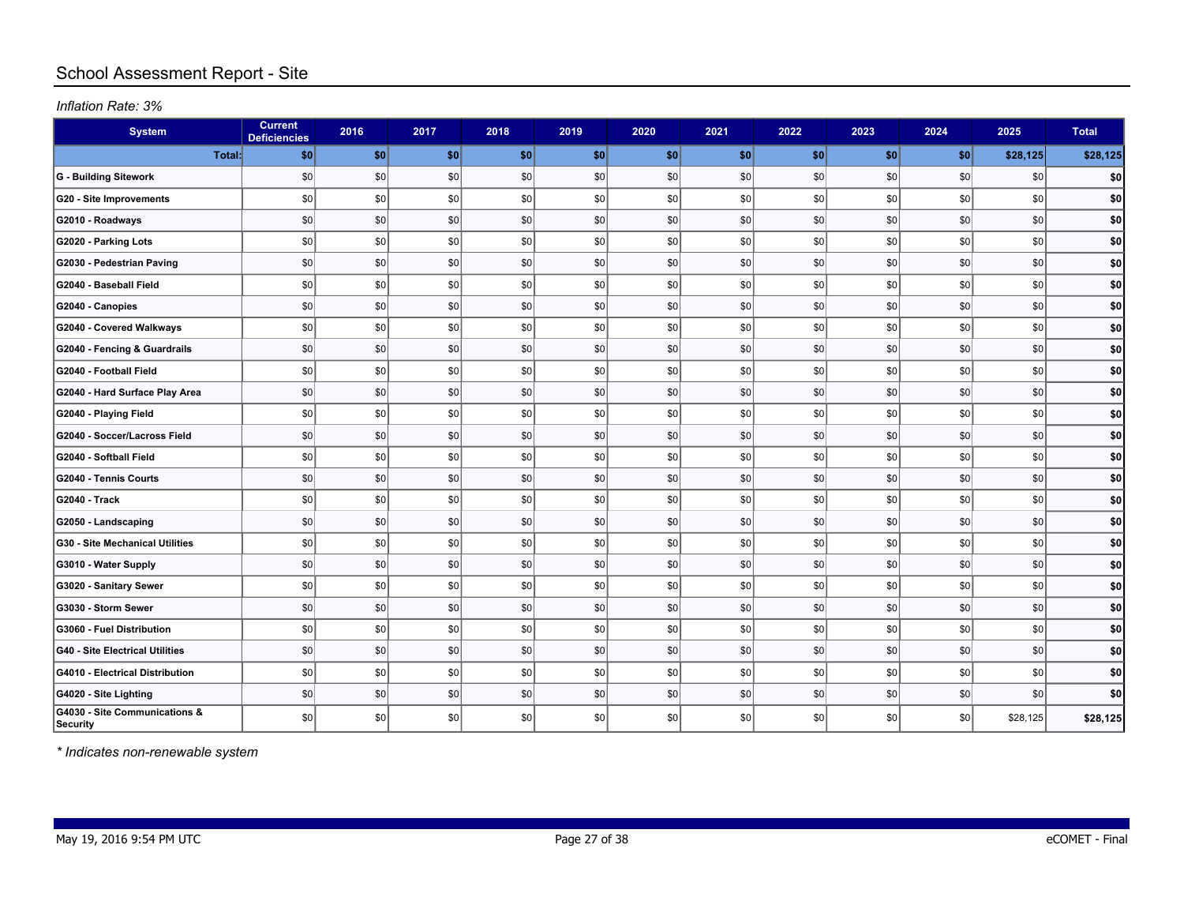# School Assessment Report - Site

*Inflation Rate: 3%*

| System | Current Deficiencies | 2016 | 2017 | 2018 | 2019 | 2020 | 2021 | 2022 | 2023 | 2024 | 2025 | Total |
|---|---|---|---|---|---|---|---|---|---|---|---|---|
| **Total:** | **$0** | **$0** | **$0** | **$0** | **$0** | **$0** | **$0** | **$0** | **$0** | **$0** | **$28,125** | **$28,125** |
| **G - Building Sitework** | $0 | $0 | $0 | $0 | $0 | $0 | $0 | $0 | $0 | $0 | $0 | **$0** |
| **G20 - Site Improvements** | $0 | $0 | $0 | $0 | $0 | $0 | $0 | $0 | $0 | $0 | $0 | **$0** |
| **G2010 - Roadways** | $0 | $0 | $0 | $0 | $0 | $0 | $0 | $0 | $0 | $0 | $0 | **$0** |
| **G2020 - Parking Lots** | $0 | $0 | $0 | $0 | $0 | $0 | $0 | $0 | $0 | $0 | $0 | **$0** |
| **G2030 - Pedestrian Paving** | $0 | $0 | $0 | $0 | $0 | $0 | $0 | $0 | $0 | $0 | $0 | **$0** |
| **G2040 - Baseball Field** | $0 | $0 | $0 | $0 | $0 | $0 | $0 | $0 | $0 | $0 | $0 | **$0** |
| **G2040 - Canopies** | $0 | $0 | $0 | $0 | $0 | $0 | $0 | $0 | $0 | $0 | $0 | **$0** |
| **G2040 - Covered Walkways** | $0 | $0 | $0 | $0 | $0 | $0 | $0 | $0 | $0 | $0 | $0 | **$0** |
| **G2040 - Fencing & Guardrails** | $0 | $0 | $0 | $0 | $0 | $0 | $0 | $0 | $0 | $0 | $0 | **$0** |
| **G2040 - Football Field** | $0 | $0 | $0 | $0 | $0 | $0 | $0 | $0 | $0 | $0 | $0 | **$0** |
| **G2040 - Hard Surface Play Area** | $0 | $0 | $0 | $0 | $0 | $0 | $0 | $0 | $0 | $0 | $0 | **$0** |
| **G2040 - Playing Field** | $0 | $0 | $0 | $0 | $0 | $0 | $0 | $0 | $0 | $0 | $0 | **$0** |
| **G2040 - Soccer/Lacross Field** | $0 | $0 | $0 | $0 | $0 | $0 | $0 | $0 | $0 | $0 | $0 | **$0** |
| **G2040 - Softball Field** | $0 | $0 | $0 | $0 | $0 | $0 | $0 | $0 | $0 | $0 | $0 | **$0** |
| **G2040 - Tennis Courts** | $0 | $0 | $0 | $0 | $0 | $0 | $0 | $0 | $0 | $0 | $0 | **$0** |
| **G2040 - Track** | $0 | $0 | $0 | $0 | $0 | $0 | $0 | $0 | $0 | $0 | $0 | **$0** |
| **G2050 - Landscaping** | $0 | $0 | $0 | $0 | $0 | $0 | $0 | $0 | $0 | $0 | $0 | **$0** |
| **G30 - Site Mechanical Utilities** | $0 | $0 | $0 | $0 | $0 | $0 | $0 | $0 | $0 | $0 | $0 | **$0** |
| **G3010 - Water Supply** | $0 | $0 | $0 | $0 | $0 | $0 | $0 | $0 | $0 | $0 | $0 | **$0** |
| **G3020 - Sanitary Sewer** | $0 | $0 | $0 | $0 | $0 | $0 | $0 | $0 | $0 | $0 | $0 | **$0** |
| **G3030 - Storm Sewer** | $0 | $0 | $0 | $0 | $0 | $0 | $0 | $0 | $0 | $0 | $0 | **$0** |
| **G3060 - Fuel Distribution** | $0 | $0 | $0 | $0 | $0 | $0 | $0 | $0 | $0 | $0 | $0 | **$0** |
| **G40 - Site Electrical Utilities** | $0 | $0 | $0 | $0 | $0 | $0 | $0 | $0 | $0 | $0 | $0 | **$0** |
| **G4010 - Electrical Distribution** | $0 | $0 | $0 | $0 | $0 | $0 | $0 | $0 | $0 | $0 | $0 | **$0** |
| **G4020 - Site Lighting** | $0 | $0 | $0 | $0 | $0 | $0 | $0 | $0 | $0 | $0 | $0 | **$0** |
| **G4030 - Site Communications & Security** | $0 | $0 | $0 | $0 | $0 | $0 | $0 | $0 | $0 | $0 | $28,125 | **$28,125** |

*\* Indicates non-renewable system*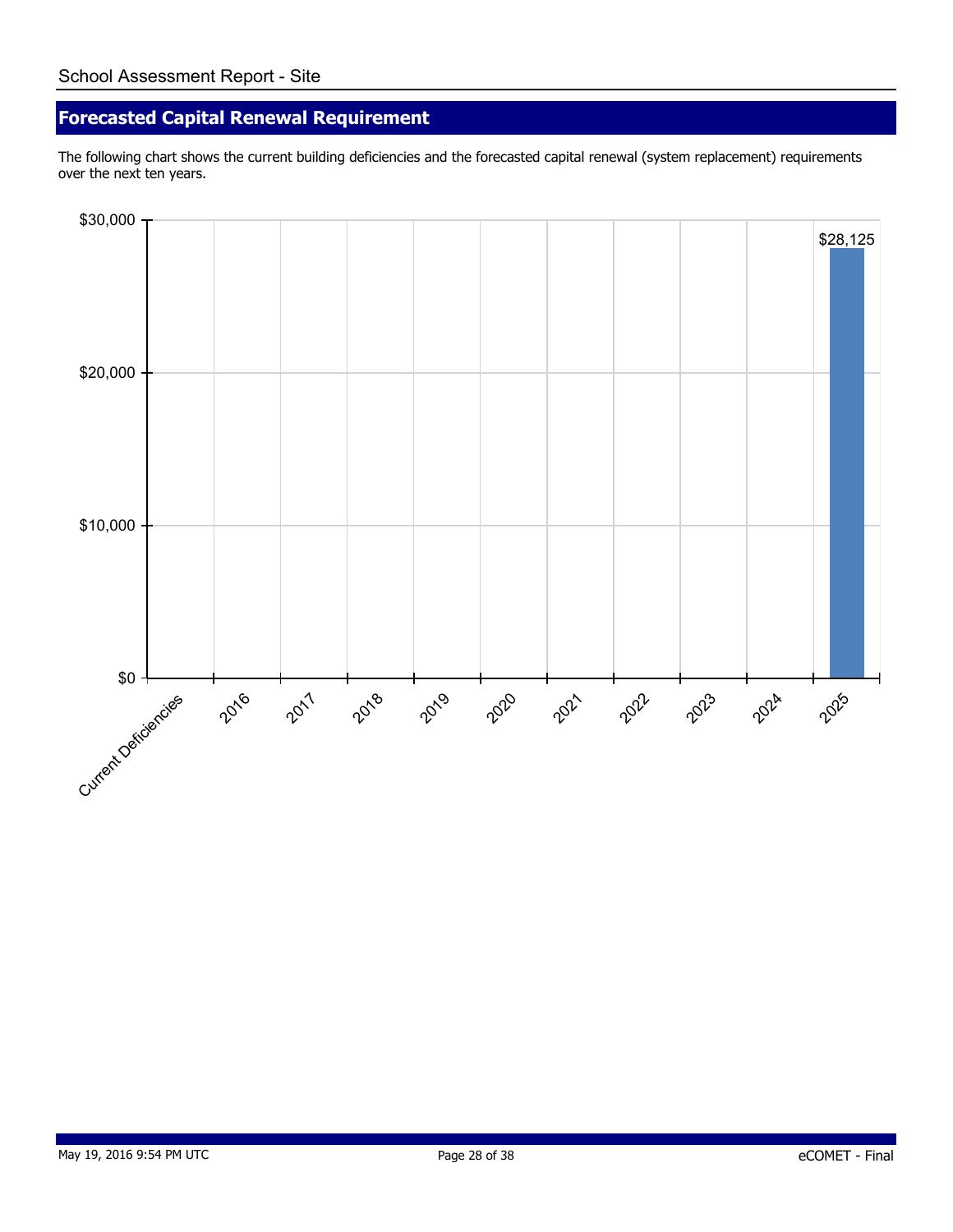## Forecasted Capital Renewal Requirement

The following chart shows the current building deficiencies and the forecasted capital renewal (system replacement) requirements over the next ten years.

| Category | Amount |
|---|---|
| Current Deficiencies | |
| 2016 | |
| 2017 | |
| 2018 | |
| 2019 | |
| 2020 | |
| 2021 | |
| 2022 | |
| 2023 | |
| 2024 | |
| 2025 | $28,125 |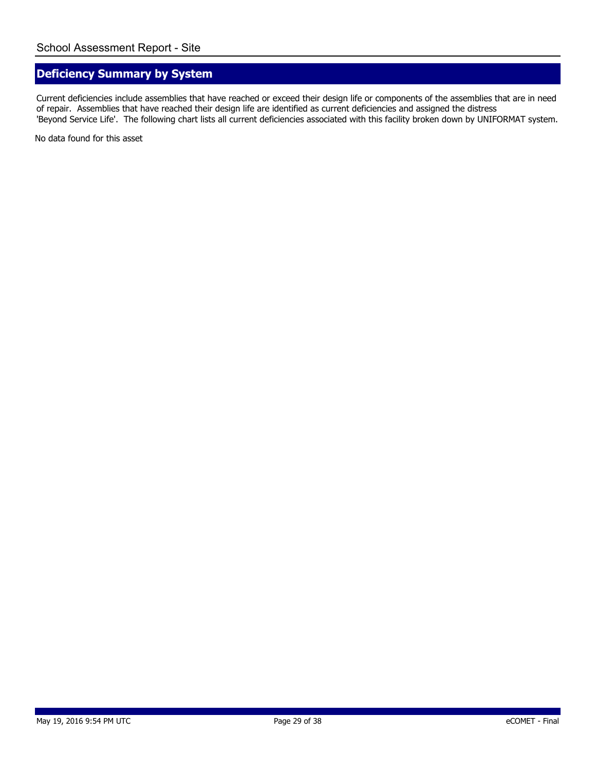## Deficiency Summary by System

Current deficiencies include assemblies that have reached or exceed their design life or components of the assemblies that are in need of repair. Assemblies that have reached their design life are identified as current deficiencies and assigned the distress 'Beyond Service Life'. The following chart lists all current deficiencies associated with this facility broken down by UNIFORMAT system.

No data found for this asset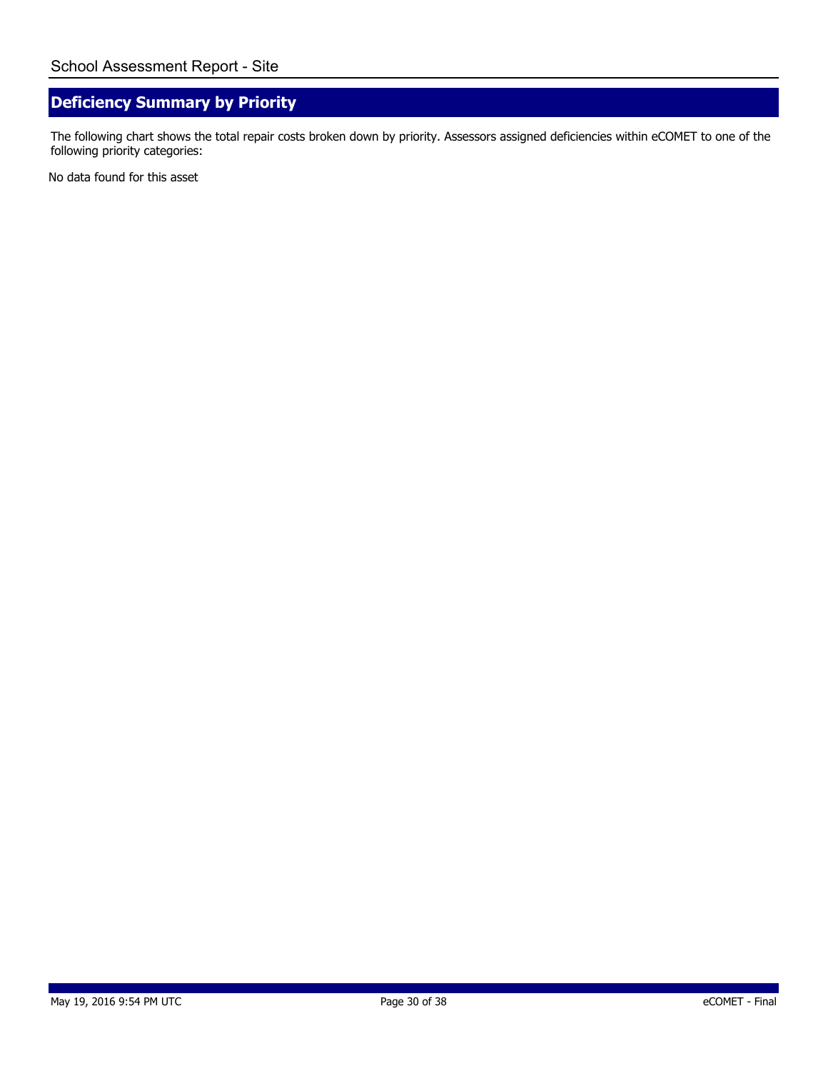## Deficiency Summary by Priority

The following chart shows the total repair costs broken down by priority. Assessors assigned deficiencies within eCOMET to one of the following priority categories:

No data found for this asset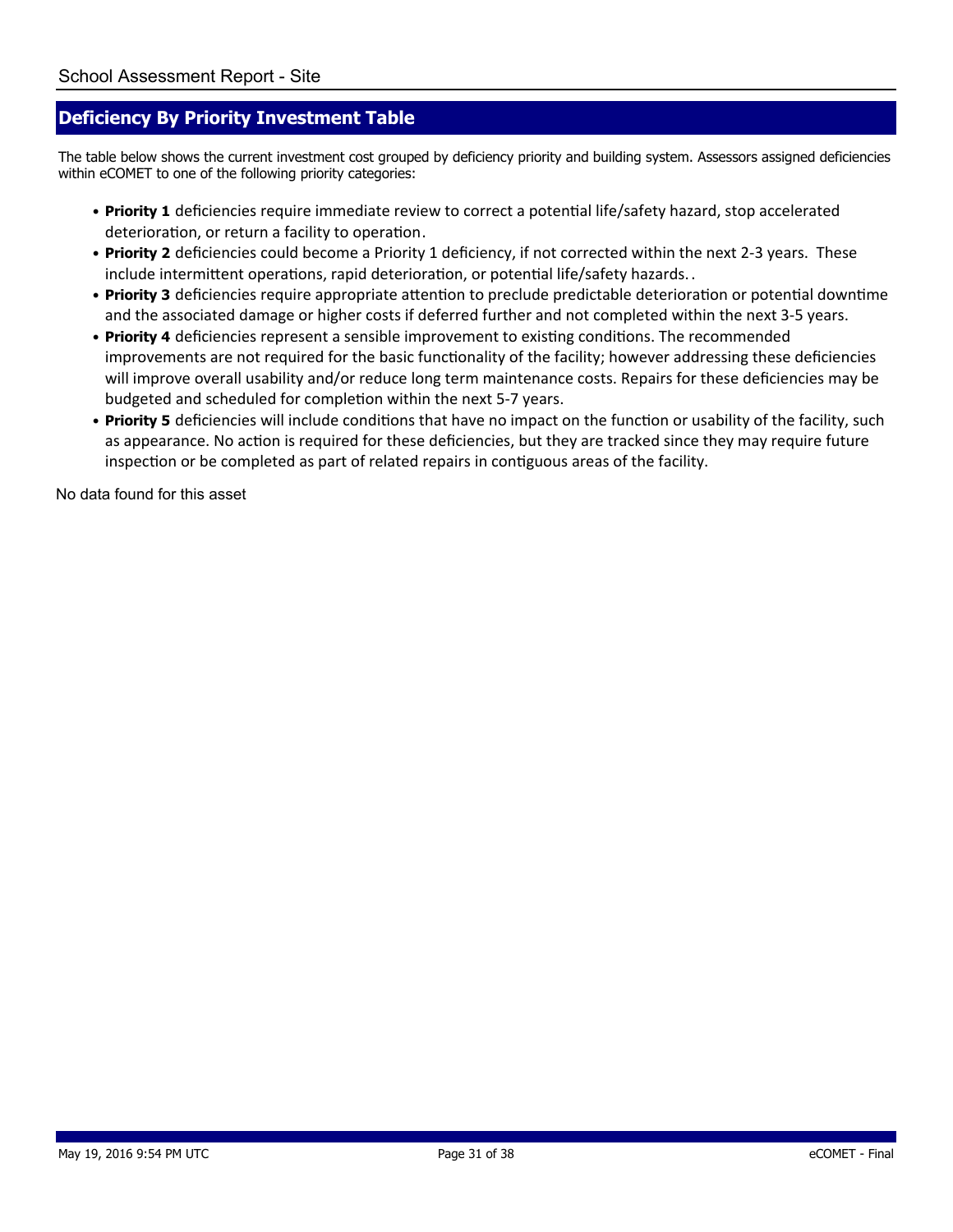## Deficiency By Priority Investment Table

The table below shows the current investment cost grouped by deficiency priority and building system. Assessors assigned deficiencies within eCOMET to one of the following priority categories:

- **Priority 1** deficiencies require immediate review to correct a potential life/safety hazard, stop accelerated deterioration, or return a facility to operation.
- **Priority 2** deficiencies could become a Priority 1 deficiency, if not corrected within the next 2-3 years. These include intermittent operations, rapid deterioration, or potential life/safety hazards. .
- **Priority 3** deficiencies require appropriate attention to preclude predictable deterioration or potential downtime and the associated damage or higher costs if deferred further and not completed within the next 3-5 years.
- **Priority 4** deficiencies represent a sensible improvement to existing conditions. The recommended improvements are not required for the basic functionality of the facility; however addressing these deficiencies will improve overall usability and/or reduce long term maintenance costs. Repairs for these deficiencies may be budgeted and scheduled for completion within the next 5-7 years.
- **Priority 5** deficiencies will include conditions that have no impact on the function or usability of the facility, such as appearance. No action is required for these deficiencies, but they are tracked since they may require future inspection or be completed as part of related repairs in contiguous areas of the facility.

No data found for this asset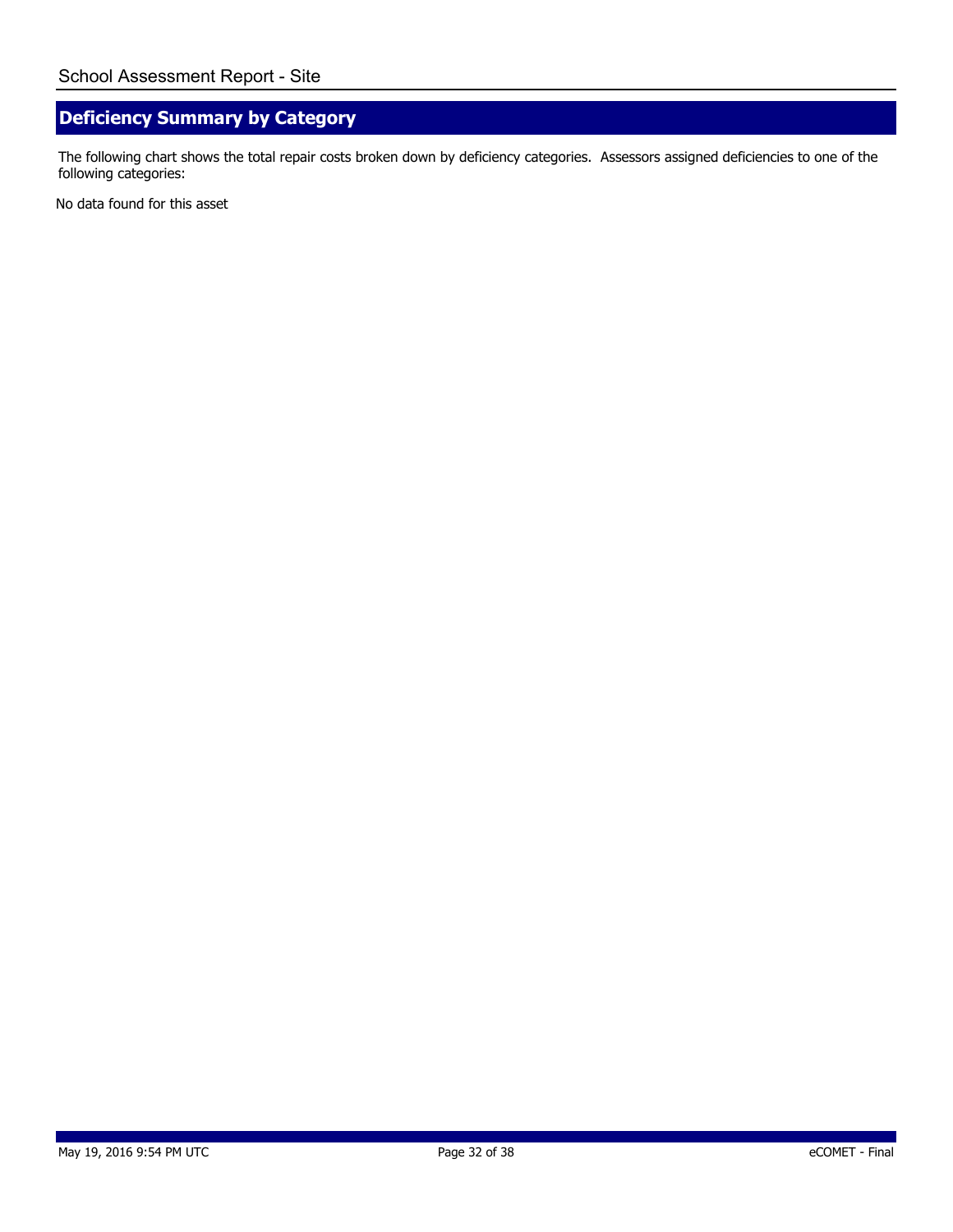## Deficiency Summary by Category

The following chart shows the total repair costs broken down by deficiency categories. Assessors assigned deficiencies to one of the following categories:

No data found for this asset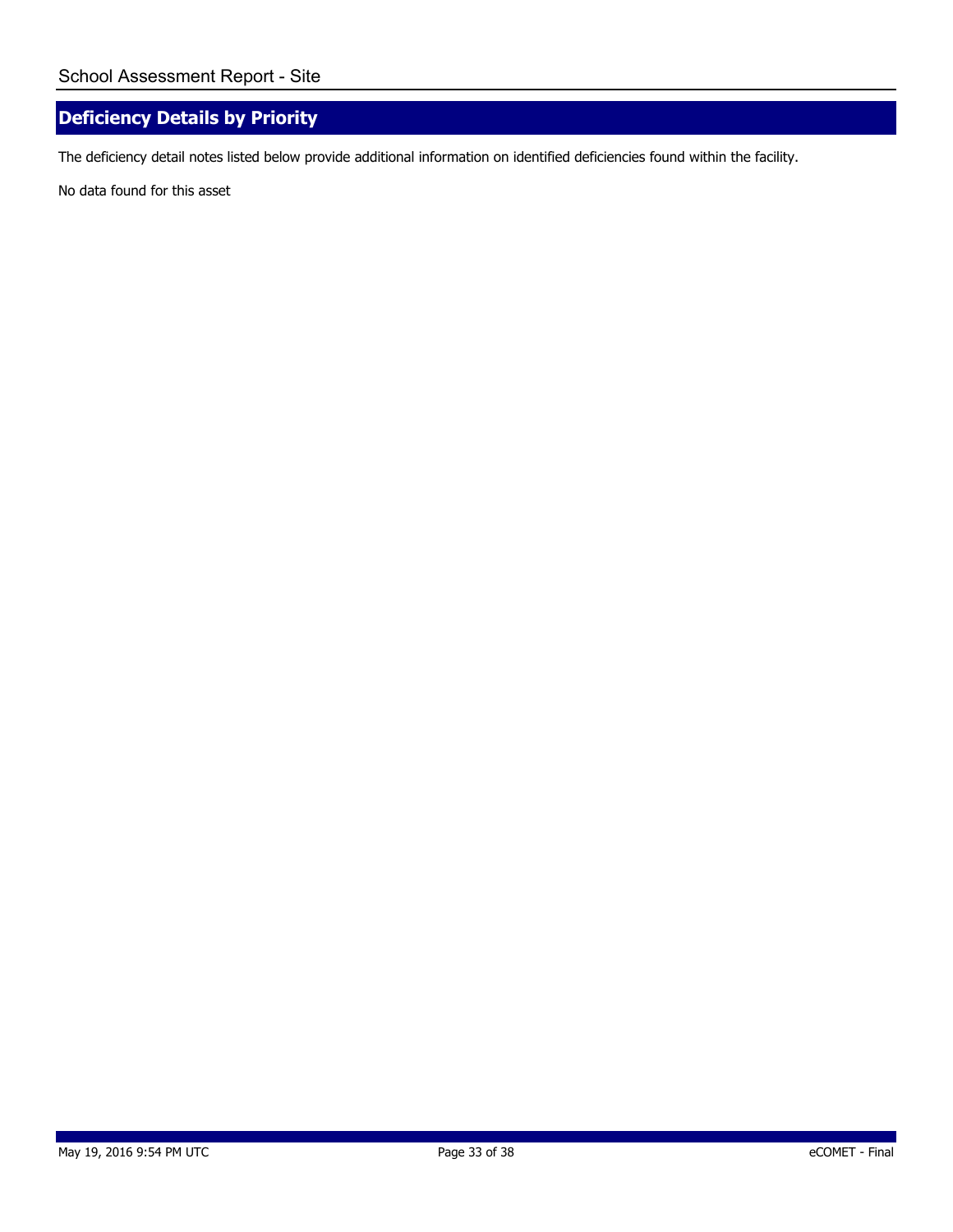## Deficiency Details by Priority

The deficiency detail notes listed below provide additional information on identified deficiencies found within the facility.

No data found for this asset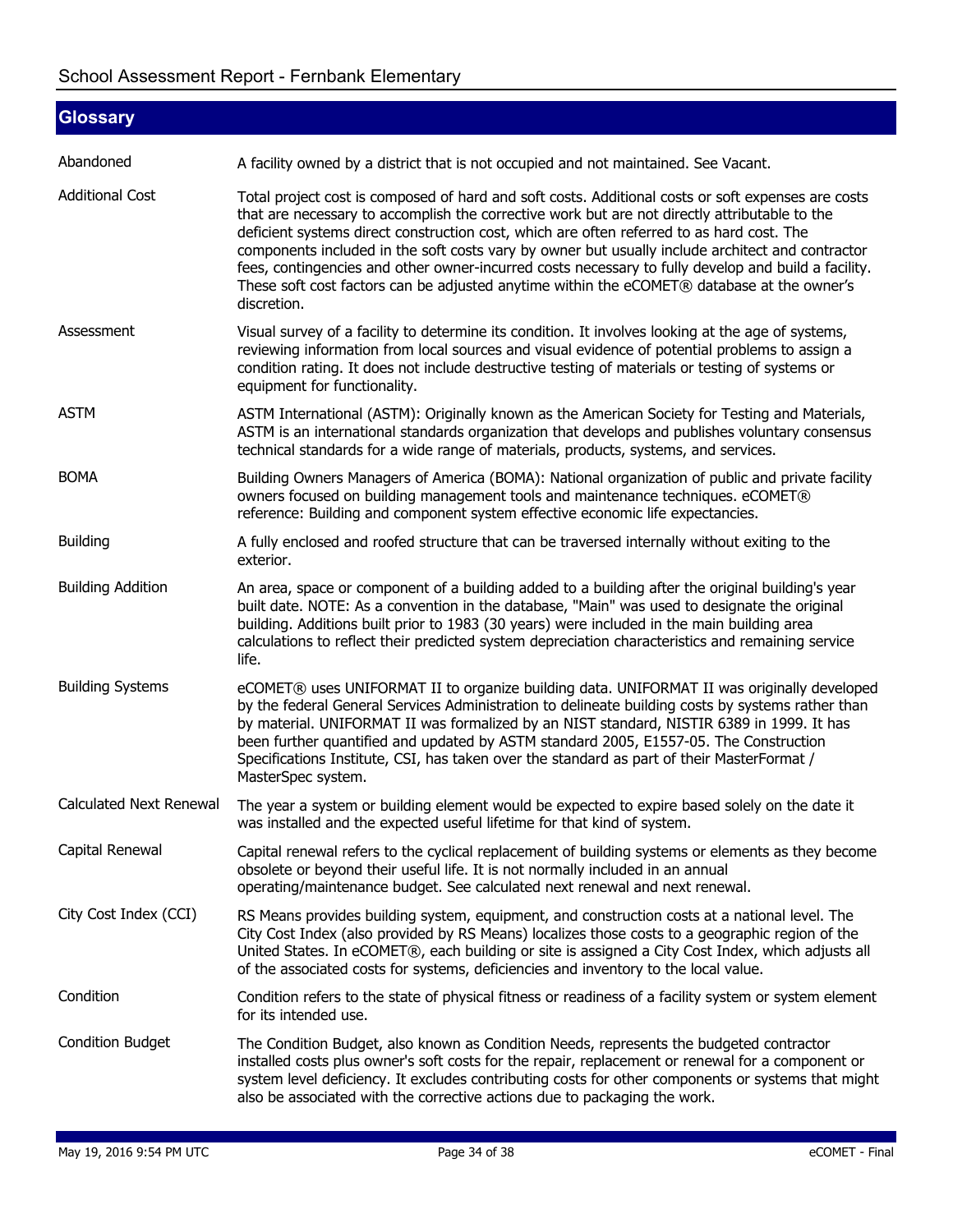## Glossary

| | |
|---|---|
| Abandoned | A facility owned by a district that is not occupied and not maintained. See Vacant. |
| Additional Cost | Total project cost is composed of hard and soft costs. Additional costs or soft expenses are costs that are necessary to accomplish the corrective work but are not directly attributable to the deficient systems direct construction cost, which are often referred to as hard cost. The components included in the soft costs vary by owner but usually include architect and contractor fees, contingencies and other owner-incurred costs necessary to fully develop and build a facility. These soft cost factors can be adjusted anytime within the eCOMET® database at the owner's discretion. |
| Assessment | Visual survey of a facility to determine its condition. It involves looking at the age of systems, reviewing information from local sources and visual evidence of potential problems to assign a condition rating. It does not include destructive testing of materials or testing of systems or equipment for functionality. |
| ASTM | ASTM International (ASTM): Originally known as the American Society for Testing and Materials, ASTM is an international standards organization that develops and publishes voluntary consensus technical standards for a wide range of materials, products, systems, and services. |
| BOMA | Building Owners Managers of America (BOMA): National organization of public and private facility owners focused on building management tools and maintenance techniques. eCOMET® reference: Building and component system effective economic life expectancies. |
| Building | A fully enclosed and roofed structure that can be traversed internally without exiting to the exterior. |
| Building Addition | An area, space or component of a building added to a building after the original building's year built date. NOTE: As a convention in the database, "Main" was used to designate the original building. Additions built prior to 1983 (30 years) were included in the main building area calculations to reflect their predicted system depreciation characteristics and remaining service life. |
| Building Systems | eCOMET® uses UNIFORMAT II to organize building data. UNIFORMAT II was originally developed by the federal General Services Administration to delineate building costs by systems rather than by material. UNIFORMAT II was formalized by an NIST standard, NISTIR 6389 in 1999. It has been further quantified and updated by ASTM standard 2005, E1557-05. The Construction Specifications Institute, CSI, has taken over the standard as part of their MasterFormat / MasterSpec system. |
| Calculated Next Renewal | The year a system or building element would be expected to expire based solely on the date it was installed and the expected useful lifetime for that kind of system. |
| Capital Renewal | Capital renewal refers to the cyclical replacement of building systems or elements as they become obsolete or beyond their useful life. It is not normally included in an annual operating/maintenance budget. See calculated next renewal and next renewal. |
| City Cost Index (CCI) | RS Means provides building system, equipment, and construction costs at a national level. The City Cost Index (also provided by RS Means) localizes those costs to a geographic region of the United States. In eCOMET®, each building or site is assigned a City Cost Index, which adjusts all of the associated costs for systems, deficiencies and inventory to the local value. |
| Condition | Condition refers to the state of physical fitness or readiness of a facility system or system element for its intended use. |
| Condition Budget | The Condition Budget, also known as Condition Needs, represents the budgeted contractor installed costs plus owner's soft costs for the repair, replacement or renewal for a component or system level deficiency. It excludes contributing costs for other components or systems that might also be associated with the corrective actions due to packaging the work. |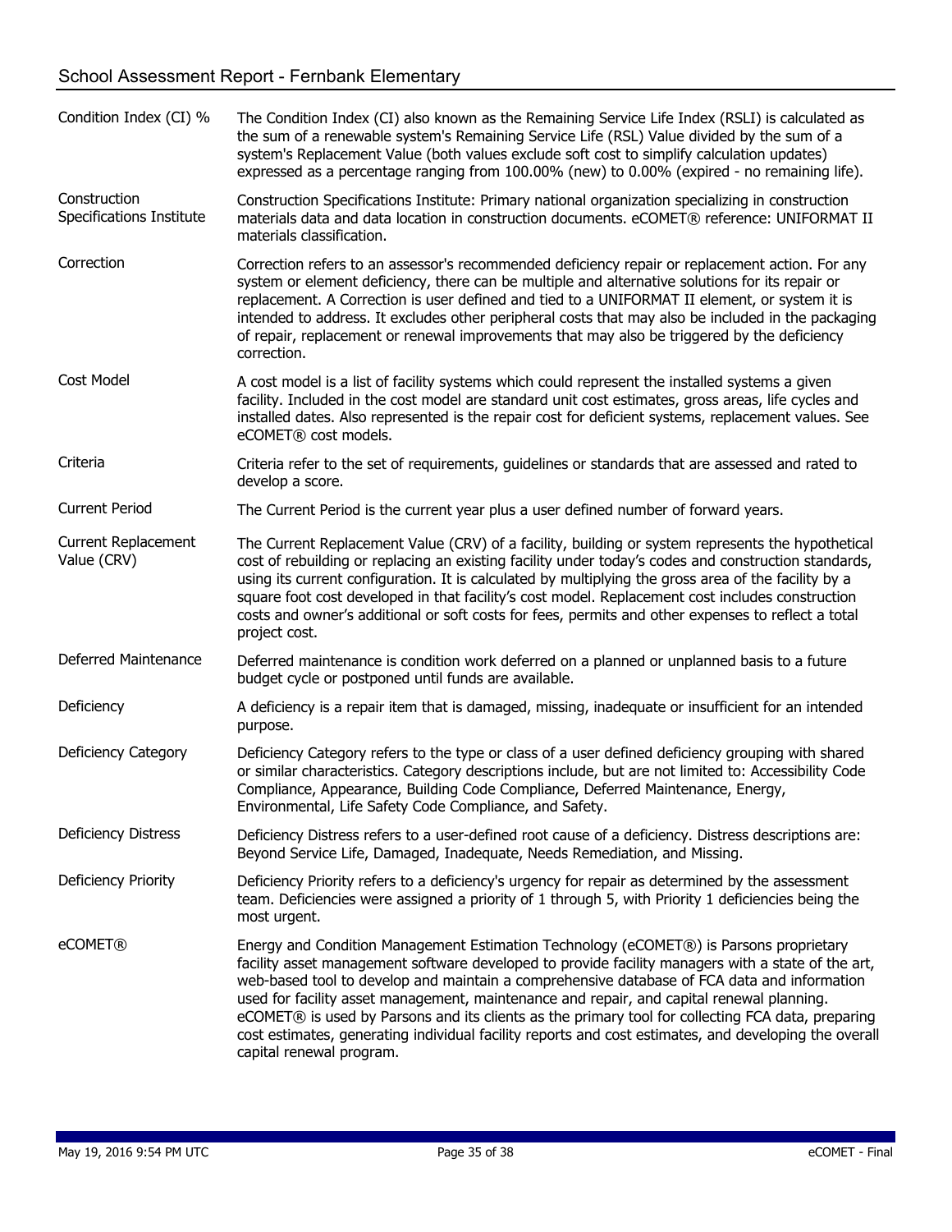| | |
|---|---|
| Condition Index (CI) % | The Condition Index (CI) also known as the Remaining Service Life Index (RSLI) is calculated as the sum of a renewable system's Remaining Service Life (RSL) Value divided by the sum of a system's Replacement Value (both values exclude soft cost to simplify calculation updates) expressed as a percentage ranging from 100.00% (new) to 0.00% (expired - no remaining life). |
| Construction Specifications Institute | Construction Specifications Institute: Primary national organization specializing in construction materials data and data location in construction documents. eCOMET® reference: UNIFORMAT II materials classification. |
| Correction | Correction refers to an assessor's recommended deficiency repair or replacement action. For any system or element deficiency, there can be multiple and alternative solutions for its repair or replacement. A Correction is user defined and tied to a UNIFORMAT II element, or system it is intended to address. It excludes other peripheral costs that may also be included in the packaging of repair, replacement or renewal improvements that may also be triggered by the deficiency correction. |
| Cost Model | A cost model is a list of facility systems which could represent the installed systems a given facility. Included in the cost model are standard unit cost estimates, gross areas, life cycles and installed dates. Also represented is the repair cost for deficient systems, replacement values. See eCOMET® cost models. |
| Criteria | Criteria refer to the set of requirements, guidelines or standards that are assessed and rated to develop a score. |
| Current Period | The Current Period is the current year plus a user defined number of forward years. |
| Current Replacement Value (CRV) | The Current Replacement Value (CRV) of a facility, building or system represents the hypothetical cost of rebuilding or replacing an existing facility under today's codes and construction standards, using its current configuration. It is calculated by multiplying the gross area of the facility by a square foot cost developed in that facility's cost model. Replacement cost includes construction costs and owner's additional or soft costs for fees, permits and other expenses to reflect a total project cost. |
| Deferred Maintenance | Deferred maintenance is condition work deferred on a planned or unplanned basis to a future budget cycle or postponed until funds are available. |
| Deficiency | A deficiency is a repair item that is damaged, missing, inadequate or insufficient for an intended purpose. |
| Deficiency Category | Deficiency Category refers to the type or class of a user defined deficiency grouping with shared or similar characteristics. Category descriptions include, but are not limited to: Accessibility Code Compliance, Appearance, Building Code Compliance, Deferred Maintenance, Energy, Environmental, Life Safety Code Compliance, and Safety. |
| Deficiency Distress | Deficiency Distress refers to a user-defined root cause of a deficiency. Distress descriptions are: Beyond Service Life, Damaged, Inadequate, Needs Remediation, and Missing. |
| Deficiency Priority | Deficiency Priority refers to a deficiency's urgency for repair as determined by the assessment team. Deficiencies were assigned a priority of 1 through 5, with Priority 1 deficiencies being the most urgent. |
| eCOMET® | Energy and Condition Management Estimation Technology (eCOMET®) is Parsons proprietary facility asset management software developed to provide facility managers with a state of the art, web-based tool to develop and maintain a comprehensive database of FCA data and information used for facility asset management, maintenance and repair, and capital renewal planning. eCOMET® is used by Parsons and its clients as the primary tool for collecting FCA data, preparing cost estimates, generating individual facility reports and cost estimates, and developing the overall capital renewal program. |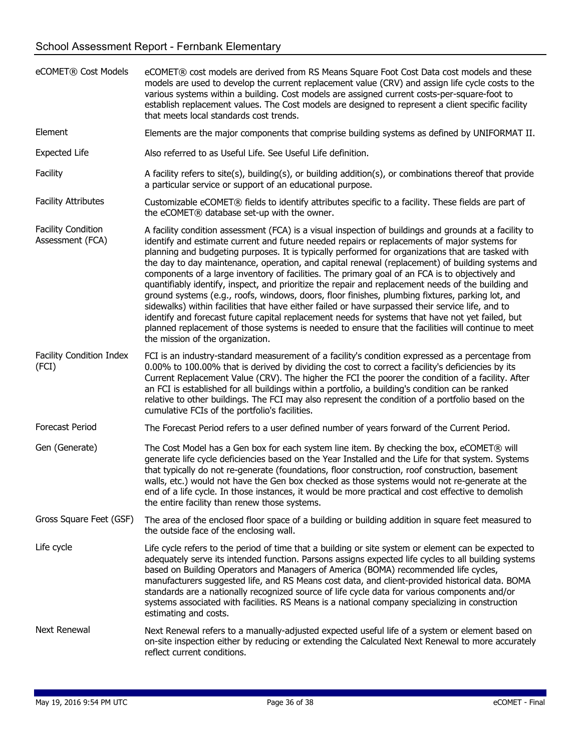| Term | Definition |
| --- | --- |
| eCOMET® Cost Models | eCOMET® cost models are derived from RS Means Square Foot Cost Data cost models and these models are used to develop the current replacement value (CRV) and assign life cycle costs to the various systems within a building. Cost models are assigned current costs-per-square-foot to establish replacement values. The Cost models are designed to represent a client specific facility that meets local standards cost trends. |
| Element | Elements are the major components that comprise building systems as defined by UNIFORMAT II. |
| Expected Life | Also referred to as Useful Life. See Useful Life definition. |
| Facility | A facility refers to site(s), building(s), or building addition(s), or combinations thereof that provide a particular service or support of an educational purpose. |
| Facility Attributes | Customizable eCOMET® fields to identify attributes specific to a facility. These fields are part of the eCOMET® database set-up with the owner. |
| Facility Condition Assessment (FCA) | A facility condition assessment (FCA) is a visual inspection of buildings and grounds at a facility to identify and estimate current and future needed repairs or replacements of major systems for planning and budgeting purposes. It is typically performed for organizations that are tasked with the day to day maintenance, operation, and capital renewal (replacement) of building systems and components of a large inventory of facilities. The primary goal of an FCA is to objectively and quantifiably identify, inspect, and prioritize the repair and replacement needs of the building and ground systems (e.g., roofs, windows, doors, floor finishes, plumbing fixtures, parking lot, and sidewalks) within facilities that have either failed or have surpassed their service life, and to identify and forecast future capital replacement needs for systems that have not yet failed, but planned replacement of those systems is needed to ensure that the facilities will continue to meet the mission of the organization. |
| Facility Condition Index (FCI) | FCI is an industry-standard measurement of a facility's condition expressed as a percentage from 0.00% to 100.00% that is derived by dividing the cost to correct a facility's deficiencies by its Current Replacement Value (CRV). The higher the FCI the poorer the condition of a facility. After an FCI is established for all buildings within a portfolio, a building's condition can be ranked relative to other buildings. The FCI may also represent the condition of a portfolio based on the cumulative FCIs of the portfolio's facilities. |
| Forecast Period | The Forecast Period refers to a user defined number of years forward of the Current Period. |
| Gen (Generate) | The Cost Model has a Gen box for each system line item. By checking the box, eCOMET® will generate life cycle deficiencies based on the Year Installed and the Life for that system. Systems that typically do not re-generate (foundations, floor construction, roof construction, basement walls, etc.) would not have the Gen box checked as those systems would not re-generate at the end of a life cycle. In those instances, it would be more practical and cost effective to demolish the entire facility than renew those systems. |
| Gross Square Feet (GSF) | The area of the enclosed floor space of a building or building addition in square feet measured to the outside face of the enclosing wall. |
| Life cycle | Life cycle refers to the period of time that a building or site system or element can be expected to adequately serve its intended function. Parsons assigns expected life cycles to all building systems based on Building Operators and Managers of America (BOMA) recommended life cycles, manufacturers suggested life, and RS Means cost data, and client-provided historical data. BOMA standards are a nationally recognized source of life cycle data for various components and/or systems associated with facilities. RS Means is a national company specializing in construction estimating and costs. |
| Next Renewal | Next Renewal refers to a manually-adjusted expected useful life of a system or element based on on-site inspection either by reducing or extending the Calculated Next Renewal to more accurately reflect current conditions. |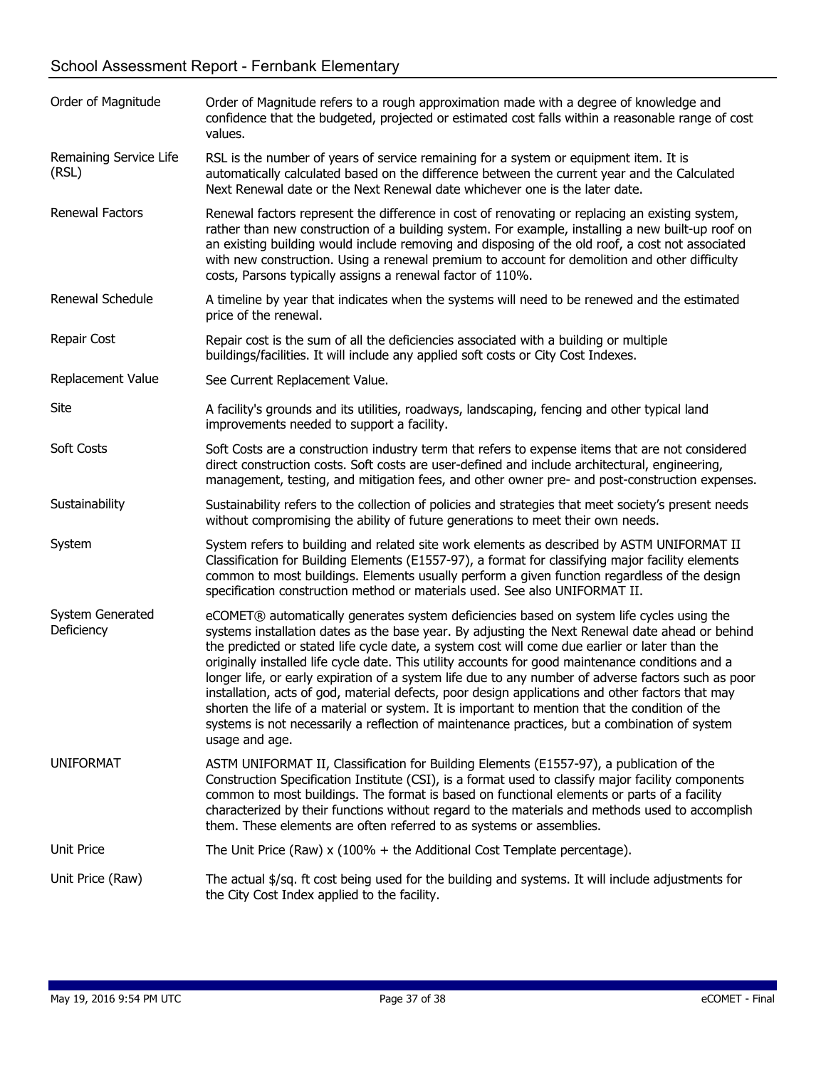| | |
|---|---|
| Order of Magnitude | Order of Magnitude refers to a rough approximation made with a degree of knowledge and confidence that the budgeted, projected or estimated cost falls within a reasonable range of cost values. |
| Remaining Service Life (RSL) | RSL is the number of years of service remaining for a system or equipment item. It is automatically calculated based on the difference between the current year and the Calculated Next Renewal date or the Next Renewal date whichever one is the later date. |
| Renewal Factors | Renewal factors represent the difference in cost of renovating or replacing an existing system, rather than new construction of a building system. For example, installing a new built-up roof on an existing building would include removing and disposing of the old roof, a cost not associated with new construction. Using a renewal premium to account for demolition and other difficulty costs, Parsons typically assigns a renewal factor of 110%. |
| Renewal Schedule | A timeline by year that indicates when the systems will need to be renewed and the estimated price of the renewal. |
| Repair Cost | Repair cost is the sum of all the deficiencies associated with a building or multiple buildings/facilities. It will include any applied soft costs or City Cost Indexes. |
| Replacement Value | See Current Replacement Value. |
| Site | A facility's grounds and its utilities, roadways, landscaping, fencing and other typical land improvements needed to support a facility. |
| Soft Costs | Soft Costs are a construction industry term that refers to expense items that are not considered direct construction costs. Soft costs are user-defined and include architectural, engineering, management, testing, and mitigation fees, and other owner pre- and post-construction expenses. |
| Sustainability | Sustainability refers to the collection of policies and strategies that meet society's present needs without compromising the ability of future generations to meet their own needs. |
| System | System refers to building and related site work elements as described by ASTM UNIFORMAT II Classification for Building Elements (E1557-97), a format for classifying major facility elements common to most buildings. Elements usually perform a given function regardless of the design specification construction method or materials used. See also UNIFORMAT II. |
| System Generated Deficiency | eCOMET® automatically generates system deficiencies based on system life cycles using the systems installation dates as the base year. By adjusting the Next Renewal date ahead or behind the predicted or stated life cycle date, a system cost will come due earlier or later than the originally installed life cycle date. This utility accounts for good maintenance conditions and a longer life, or early expiration of a system life due to any number of adverse factors such as poor installation, acts of god, material defects, poor design applications and other factors that may shorten the life of a material or system. It is important to mention that the condition of the systems is not necessarily a reflection of maintenance practices, but a combination of system usage and age. |
| UNIFORMAT | ASTM UNIFORMAT II, Classification for Building Elements (E1557-97), a publication of the Construction Specification Institute (CSI), is a format used to classify major facility components common to most buildings. The format is based on functional elements or parts of a facility characterized by their functions without regard to the materials and methods used to accomplish them. These elements are often referred to as systems or assemblies. |
| Unit Price | The Unit Price (Raw) x (100% + the Additional Cost Template percentage). |
| Unit Price (Raw) | The actual $/sq. ft cost being used for the building and systems. It will include adjustments for the City Cost Index applied to the facility. |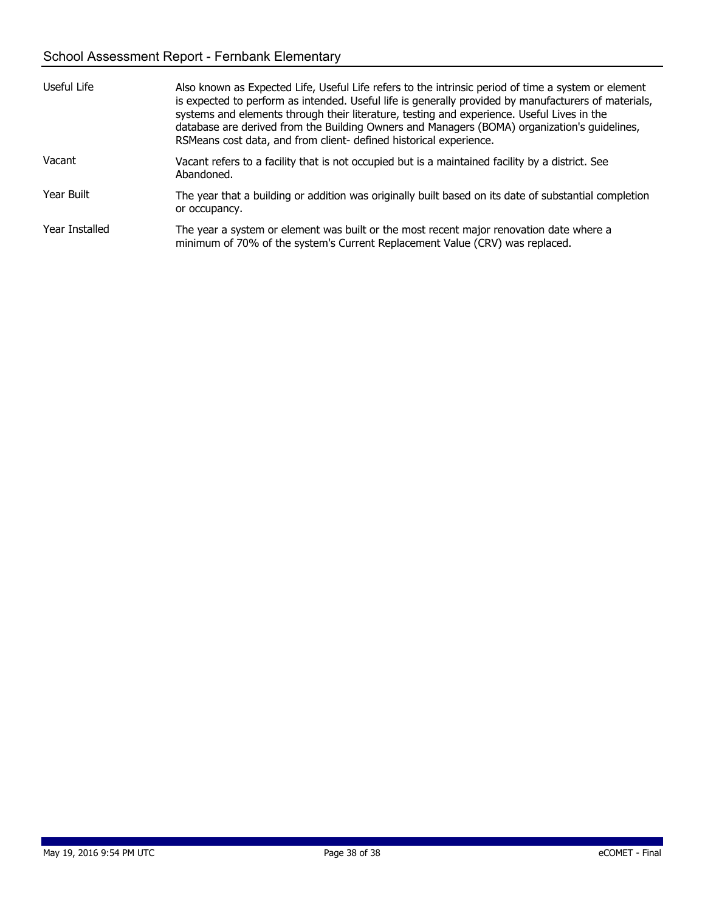| | |
|---|---|
| Useful Life | Also known as Expected Life, Useful Life refers to the intrinsic period of time a system or element is expected to perform as intended. Useful life is generally provided by manufacturers of materials, systems and elements through their literature, testing and experience. Useful Lives in the database are derived from the Building Owners and Managers (BOMA) organization's guidelines, RSMeans cost data, and from client- defined historical experience. |
| Vacant | Vacant refers to a facility that is not occupied but is a maintained facility by a district. See Abandoned. |
| Year Built | The year that a building or addition was originally built based on its date of substantial completion or occupancy. |
| Year Installed | The year a system or element was built or the most recent major renovation date where a minimum of 70% of the system's Current Replacement Value (CRV) was replaced. |